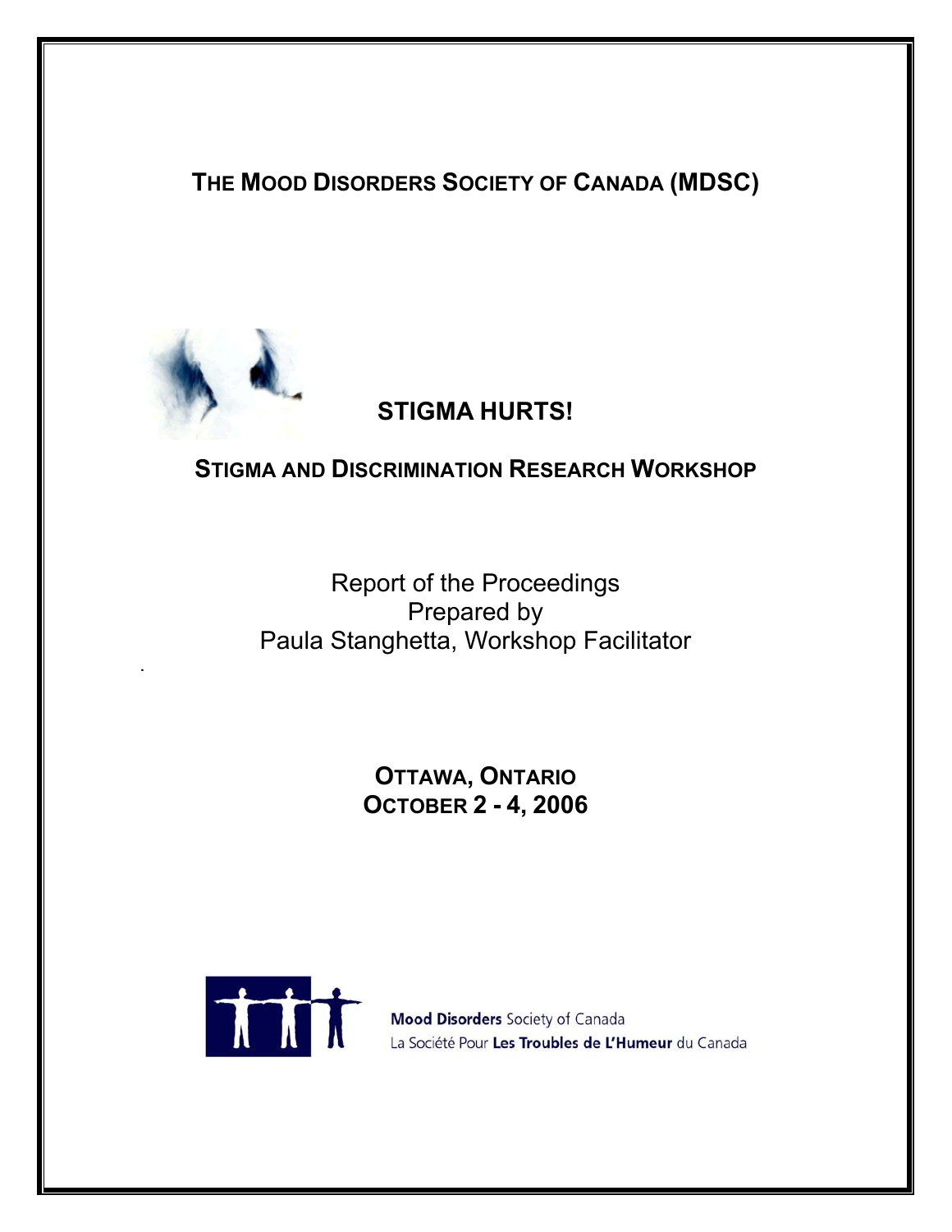# THE MOOD DISORDERS SOCIETY OF CANADA (MDSC)

## STIGMA HURTS!

## STIGMA AND DISCRIMINATION RESEARCH WORKSHOP

Report of the Proceedings
Prepared by
Paula Stanghetta, Workshop Facilitator

**OTTAWA, ONTARIO**
**OCTOBER 2 - 4, 2006**

**Mood Disorders** Society of Canada
La Société Pour **Les Troubles de L'Humeur** du Canada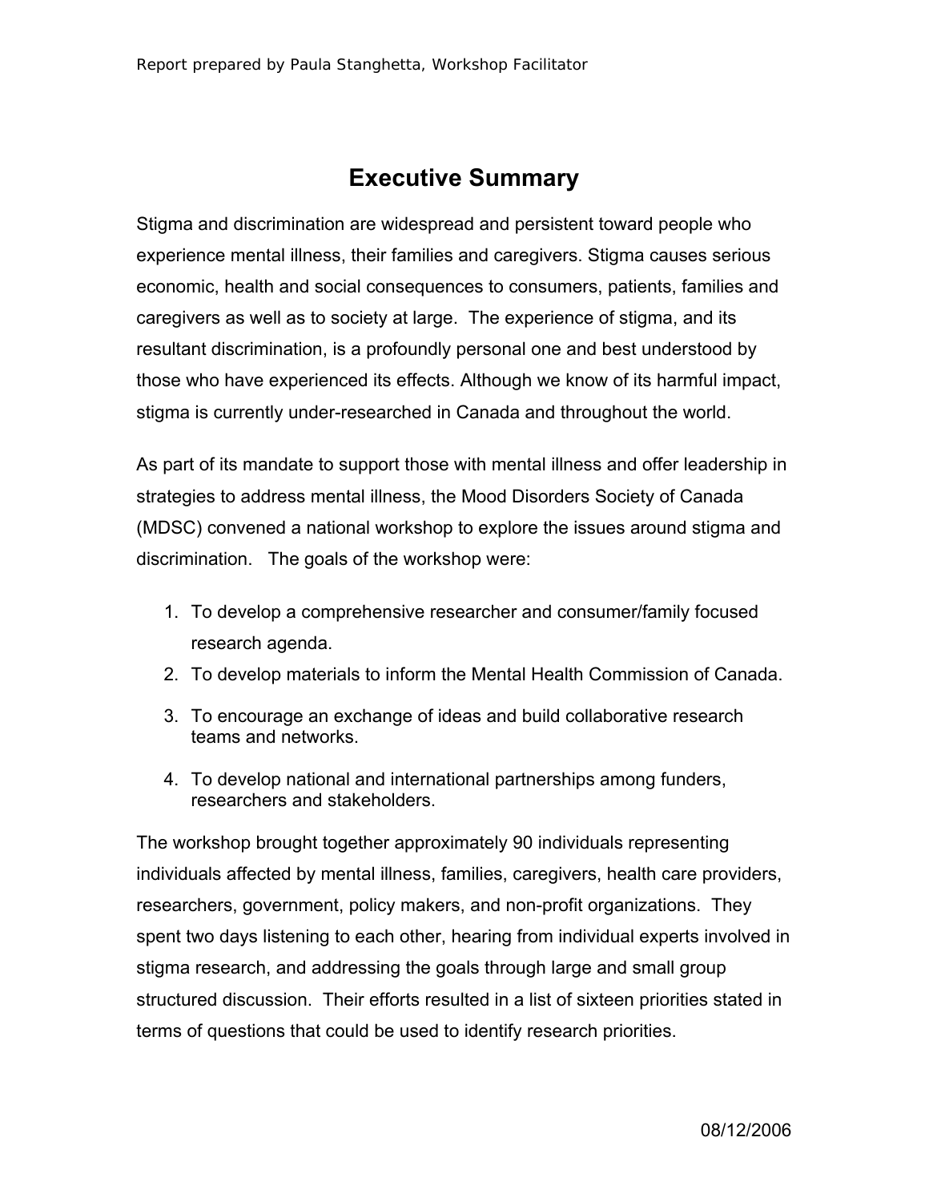# Executive Summary

Stigma and discrimination are widespread and persistent toward people who experience mental illness, their families and caregivers. Stigma causes serious economic, health and social consequences to consumers, patients, families and caregivers as well as to society at large. The experience of stigma, and its resultant discrimination, is a profoundly personal one and best understood by those who have experienced its effects. Although we know of its harmful impact, stigma is currently under-researched in Canada and throughout the world.

As part of its mandate to support those with mental illness and offer leadership in strategies to address mental illness, the Mood Disorders Society of Canada (MDSC) convened a national workshop to explore the issues around stigma and discrimination. The goals of the workshop were:

1. To develop a comprehensive researcher and consumer/family focused research agenda.
2. To develop materials to inform the Mental Health Commission of Canada.
3. To encourage an exchange of ideas and build collaborative research teams and networks.
4. To develop national and international partnerships among funders, researchers and stakeholders.

The workshop brought together approximately 90 individuals representing individuals affected by mental illness, families, caregivers, health care providers, researchers, government, policy makers, and non-profit organizations. They spent two days listening to each other, hearing from individual experts involved in stigma research, and addressing the goals through large and small group structured discussion. Their efforts resulted in a list of sixteen priorities stated in terms of questions that could be used to identify research priorities.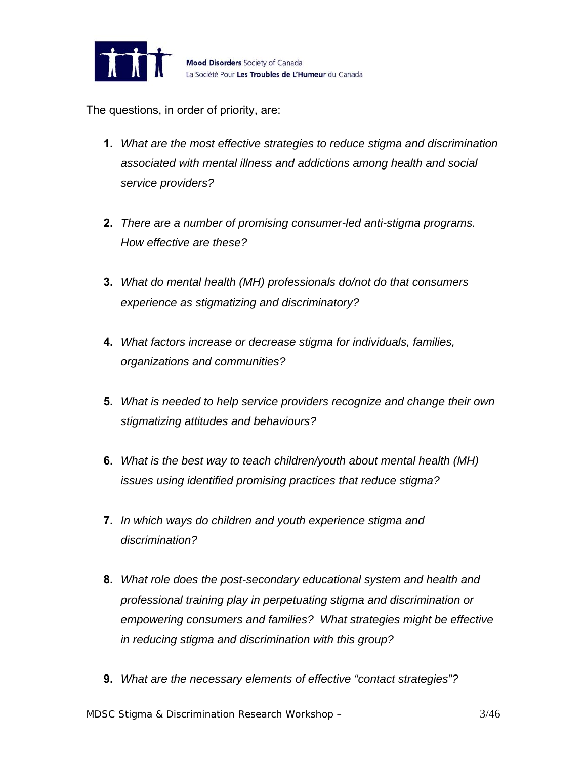The questions, in order of priority, are:

1. *What are the most effective strategies to reduce stigma and discrimination associated with mental illness and addictions among health and social service providers?*

2. *There are a number of promising consumer-led anti-stigma programs. How effective are these?*

3. *What do mental health (MH) professionals do/not do that consumers experience as stigmatizing and discriminatory?*

4. *What factors increase or decrease stigma for individuals, families, organizations and communities?*

5. *What is needed to help service providers recognize and change their own stigmatizing attitudes and behaviours?*

6. *What is the best way to teach children/youth about mental health (MH) issues using identified promising practices that reduce stigma?*

7. *In which ways do children and youth experience stigma and discrimination?*

8. *What role does the post-secondary educational system and health and professional training play in perpetuating stigma and discrimination or empowering consumers and families? What strategies might be effective in reducing stigma and discrimination with this group?*

9. *What are the necessary elements of effective "contact strategies"?*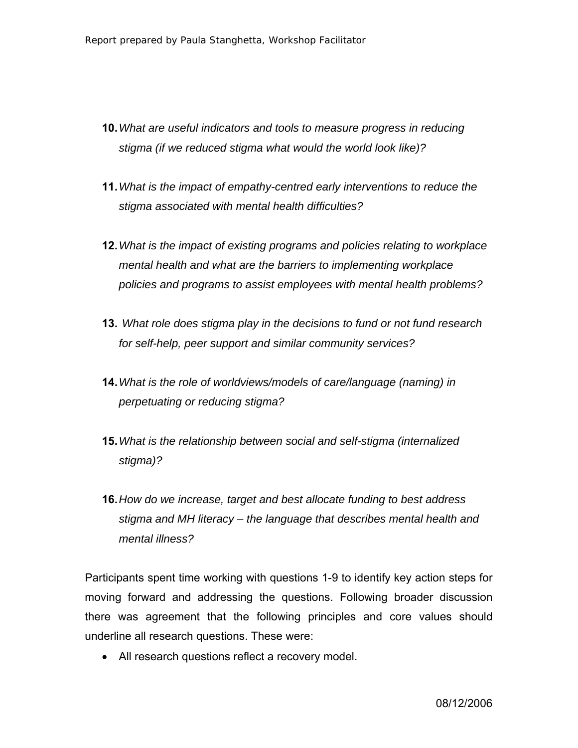10. *What are useful indicators and tools to measure progress in reducing stigma (if we reduced stigma what would the world look like)?*

11. *What is the impact of empathy-centred early interventions to reduce the stigma associated with mental health difficulties?*

12. *What is the impact of existing programs and policies relating to workplace mental health and what are the barriers to implementing workplace policies and programs to assist employees with mental health problems?*

13. *What role does stigma play in the decisions to fund or not fund research for self-help, peer support and similar community services?*

14. *What is the role of worldviews/models of care/language (naming) in perpetuating or reducing stigma?*

15. *What is the relationship between social and self-stigma (internalized stigma)?*

16. *How do we increase, target and best allocate funding to best address stigma and MH literacy – the language that describes mental health and mental illness?*

Participants spent time working with questions 1-9 to identify key action steps for moving forward and addressing the questions. Following broader discussion there was agreement that the following principles and core values should underline all research questions. These were:

- All research questions reflect a recovery model.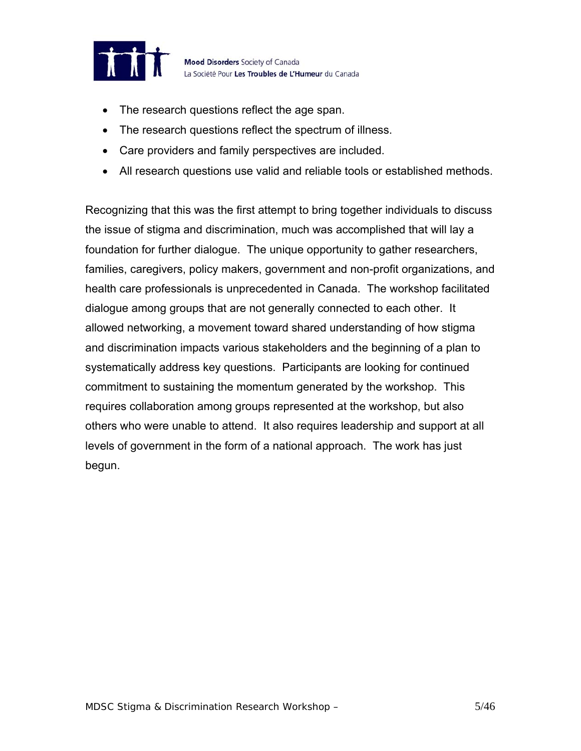- The research questions reflect the age span.
- The research questions reflect the spectrum of illness.
- Care providers and family perspectives are included.
- All research questions use valid and reliable tools or established methods.

Recognizing that this was the first attempt to bring together individuals to discuss the issue of stigma and discrimination, much was accomplished that will lay a foundation for further dialogue. The unique opportunity to gather researchers, families, caregivers, policy makers, government and non-profit organizations, and health care professionals is unprecedented in Canada. The workshop facilitated dialogue among groups that are not generally connected to each other. It allowed networking, a movement toward shared understanding of how stigma and discrimination impacts various stakeholders and the beginning of a plan to systematically address key questions. Participants are looking for continued commitment to sustaining the momentum generated by the workshop. This requires collaboration among groups represented at the workshop, but also others who were unable to attend. It also requires leadership and support at all levels of government in the form of a national approach. The work has just begun.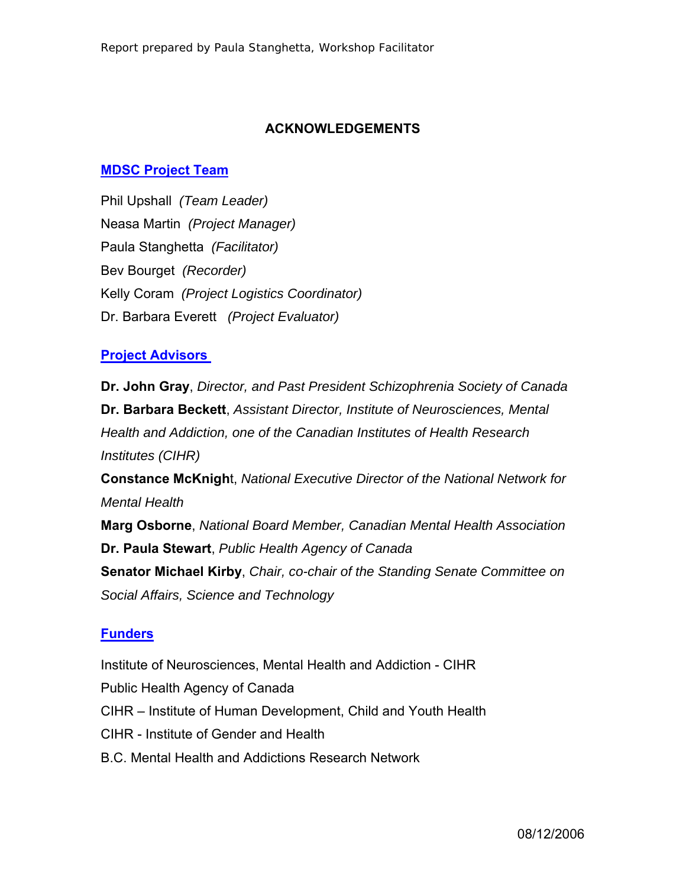## ACKNOWLEDGEMENTS

### MDSC Project Team

Phil Upshall *(Team Leader)*
Neasa Martin *(Project Manager)*
Paula Stanghetta *(Facilitator)*
Bev Bourget *(Recorder)*
Kelly Coram *(Project Logistics Coordinator)*
Dr. Barbara Everett *(Project Evaluator)*

### Project Advisors

**Dr. John Gray**, *Director, and Past President Schizophrenia Society of Canada*
**Dr. Barbara Beckett**, *Assistant Director, Institute of Neurosciences, Mental Health and Addiction, one of the Canadian Institutes of Health Research Institutes (CIHR)*
**Constance McKnigh**t, *National Executive Director of the National Network for Mental Health*
**Marg Osborne**, *National Board Member, Canadian Mental Health Association*
**Dr. Paula Stewart**, *Public Health Agency of Canada*
**Senator Michael Kirby**, *Chair, co-chair of the Standing Senate Committee on Social Affairs, Science and Technology*

### Funders

Institute of Neurosciences, Mental Health and Addiction - CIHR
Public Health Agency of Canada
CIHR – Institute of Human Development, Child and Youth Health
CIHR - Institute of Gender and Health
B.C. Mental Health and Addictions Research Network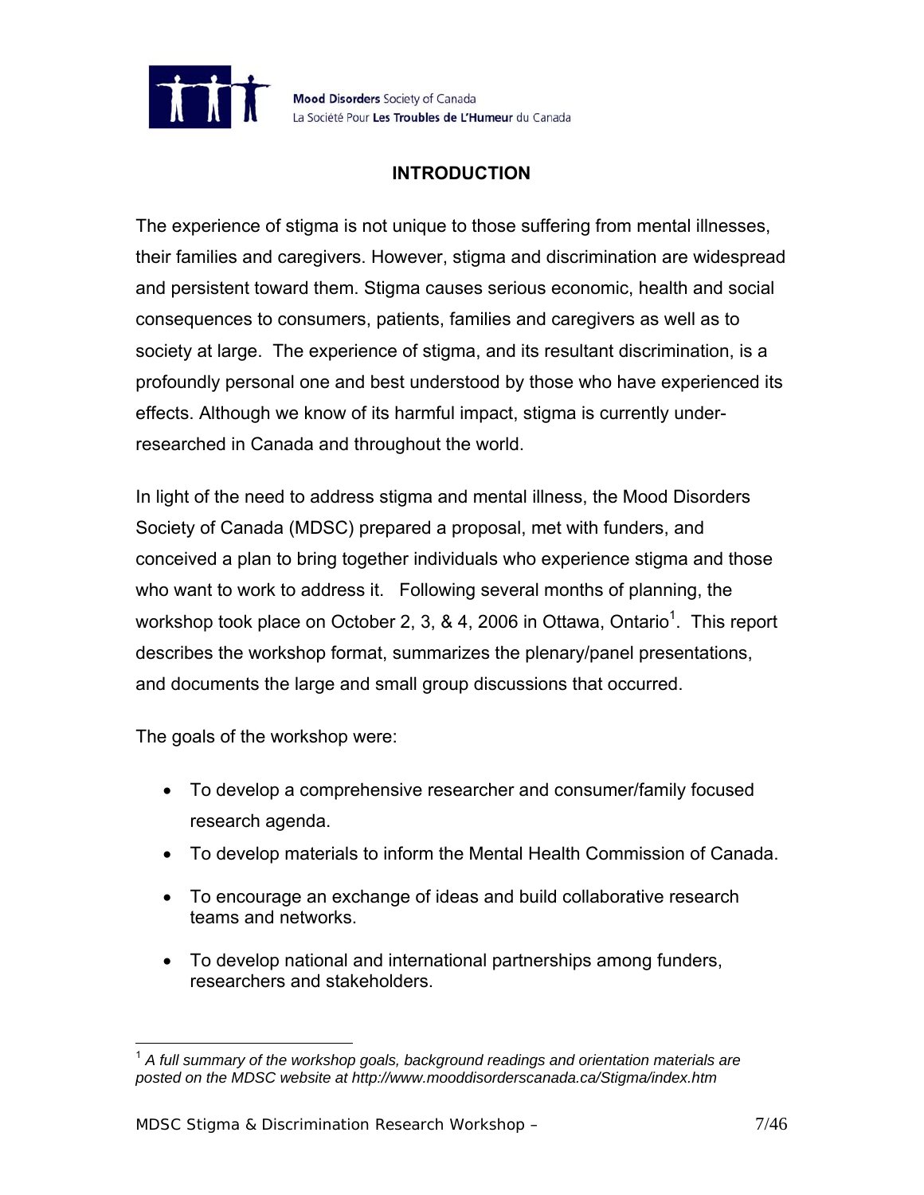## INTRODUCTION

The experience of stigma is not unique to those suffering from mental illnesses, their families and caregivers. However, stigma and discrimination are widespread and persistent toward them. Stigma causes serious economic, health and social consequences to consumers, patients, families and caregivers as well as to society at large. The experience of stigma, and its resultant discrimination, is a profoundly personal one and best understood by those who have experienced its effects. Although we know of its harmful impact, stigma is currently under-researched in Canada and throughout the world.

In light of the need to address stigma and mental illness, the Mood Disorders Society of Canada (MDSC) prepared a proposal, met with funders, and conceived a plan to bring together individuals who experience stigma and those who want to work to address it. Following several months of planning, the workshop took place on October 2, 3, & 4, 2006 in Ottawa, Ontario[1]. This report describes the workshop format, summarizes the plenary/panel presentations, and documents the large and small group discussions that occurred.

The goals of the workshop were:

- To develop a comprehensive researcher and consumer/family focused research agenda.
- To develop materials to inform the Mental Health Commission of Canada.
- To encourage an exchange of ideas and build collaborative research teams and networks.
- To develop national and international partnerships among funders, researchers and stakeholders.

[1] *A full summary of the workshop goals, background readings and orientation materials are posted on the MDSC website at http://www.mooddisorderscanada.ca/Stigma/index.htm*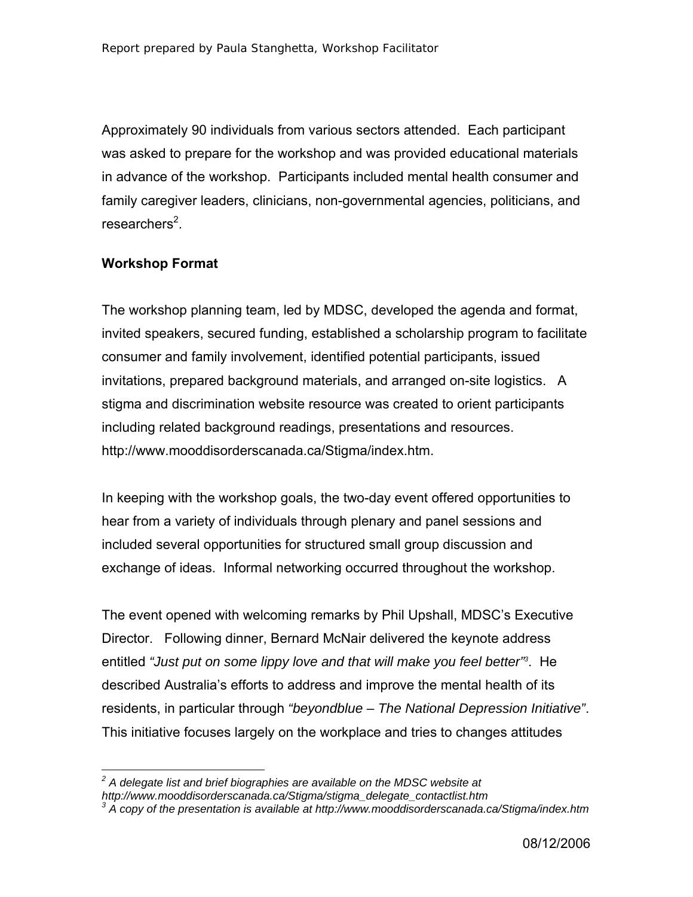Approximately 90 individuals from various sectors attended. Each participant was asked to prepare for the workshop and was provided educational materials in advance of the workshop. Participants included mental health consumer and family caregiver leaders, clinicians, non-governmental agencies, politicians, and researchers[2].

**Workshop Format**

The workshop planning team, led by MDSC, developed the agenda and format, invited speakers, secured funding, established a scholarship program to facilitate consumer and family involvement, identified potential participants, issued invitations, prepared background materials, and arranged on-site logistics. A stigma and discrimination website resource was created to orient participants including related background readings, presentations and resources. http://www.mooddisorderscanada.ca/Stigma/index.htm.

In keeping with the workshop goals, the two-day event offered opportunities to hear from a variety of individuals through plenary and panel sessions and included several opportunities for structured small group discussion and exchange of ideas. Informal networking occurred throughout the workshop.

The event opened with welcoming remarks by Phil Upshall, MDSC's Executive Director. Following dinner, Bernard McNair delivered the keynote address entitled *"Just put on some lippy love and that will make you feel better"*[3]. He described Australia's efforts to address and improve the mental health of its residents, in particular through *"beyondblue – The National Depression Initiative"*. This initiative focuses largely on the workplace and tries to changes attitudes

---

*[2] A delegate list and brief biographies are available on the MDSC website at http://www.mooddisorderscanada.ca/Stigma/stigma_delegate_contactlist.htm*

*[3] A copy of the presentation is available at http://www.mooddisorderscanada.ca/Stigma/index.htm*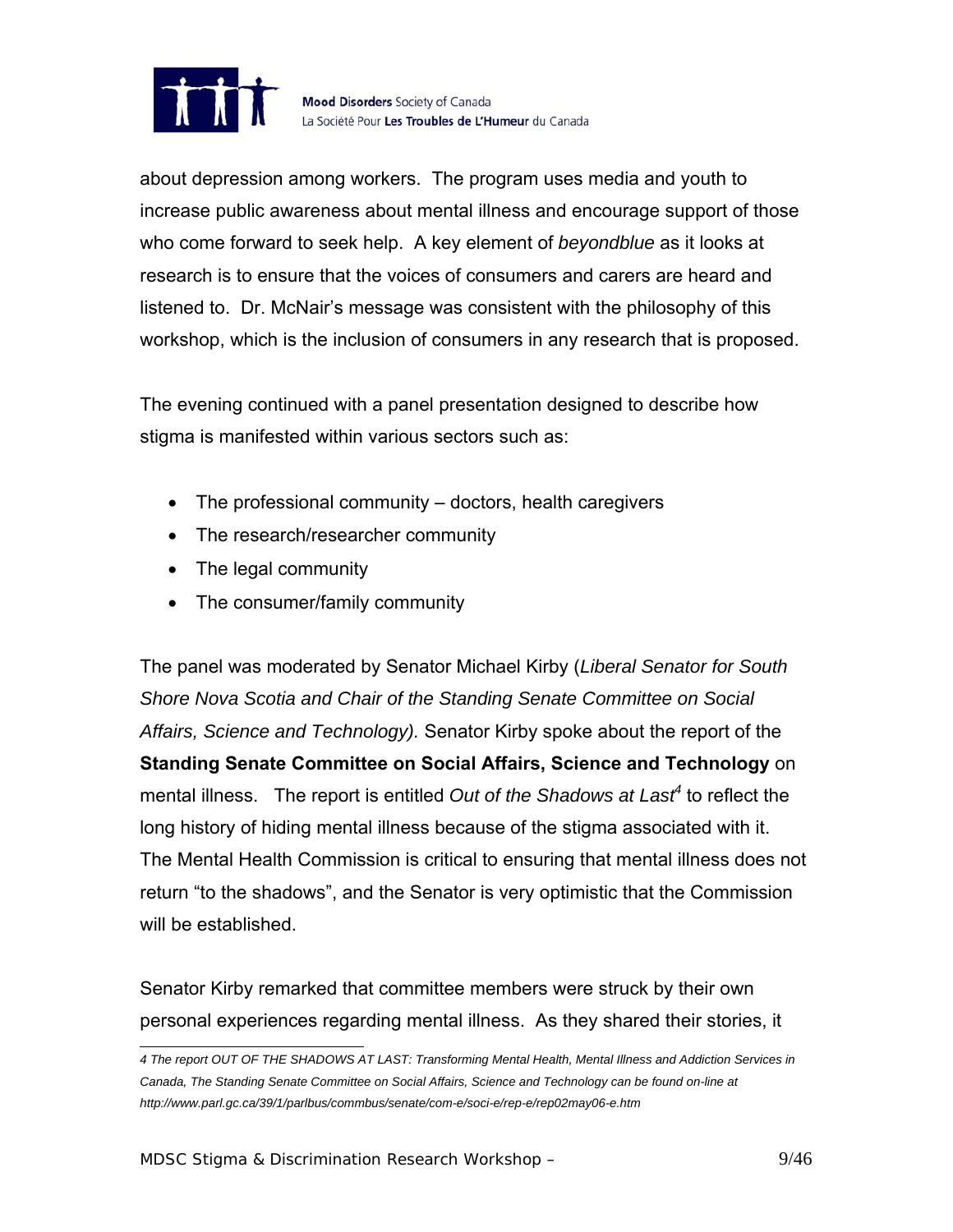about depression among workers. The program uses media and youth to increase public awareness about mental illness and encourage support of those who come forward to seek help. A key element of *beyondblue* as it looks at research is to ensure that the voices of consumers and carers are heard and listened to. Dr. McNair's message was consistent with the philosophy of this workshop, which is the inclusion of consumers in any research that is proposed.

The evening continued with a panel presentation designed to describe how stigma is manifested within various sectors such as:

- The professional community – doctors, health caregivers
- The research/researcher community
- The legal community
- The consumer/family community

The panel was moderated by Senator Michael Kirby (*Liberal Senator for South Shore Nova Scotia and Chair of the Standing Senate Committee on Social Affairs, Science and Technology).* Senator Kirby spoke about the report of the **Standing Senate Committee on Social Affairs, Science and Technology** on mental illness. The report is entitled *Out of the Shadows at Last*[4] to reflect the long history of hiding mental illness because of the stigma associated with it. The Mental Health Commission is critical to ensuring that mental illness does not return "to the shadows", and the Senator is very optimistic that the Commission will be established.

Senator Kirby remarked that committee members were struck by their own personal experiences regarding mental illness. As they shared their stories, it

*4 The report OUT OF THE SHADOWS AT LAST: Transforming Mental Health, Mental Illness and Addiction Services in Canada, The Standing Senate Committee on Social Affairs, Science and Technology can be found on-line at http://www.parl.gc.ca/39/1/parlbus/commbus/senate/com-e/soci-e/rep-e/rep02may06-e.htm*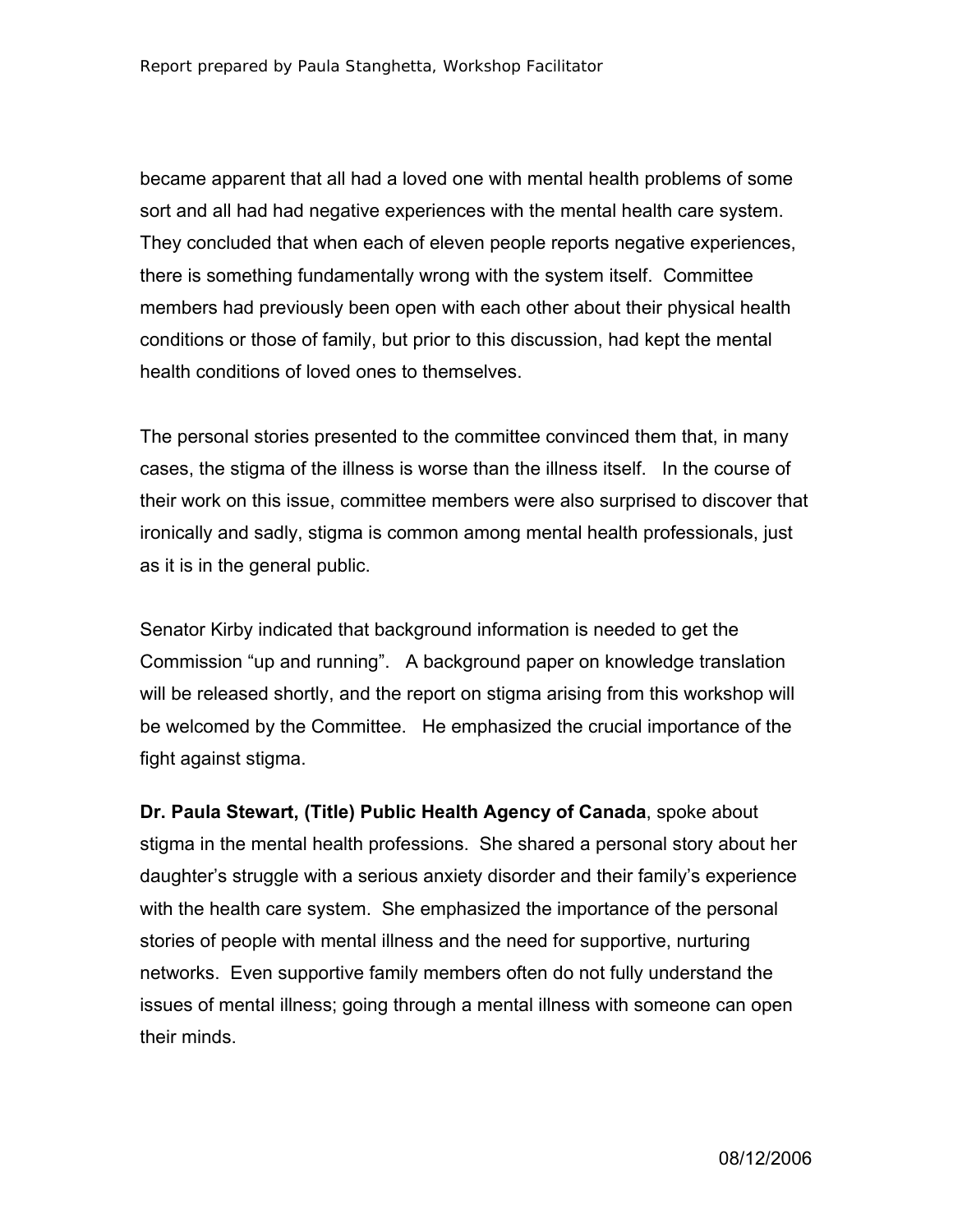became apparent that all had a loved one with mental health problems of some sort and all had had negative experiences with the mental health care system. They concluded that when each of eleven people reports negative experiences, there is something fundamentally wrong with the system itself. Committee members had previously been open with each other about their physical health conditions or those of family, but prior to this discussion, had kept the mental health conditions of loved ones to themselves.

The personal stories presented to the committee convinced them that, in many cases, the stigma of the illness is worse than the illness itself. In the course of their work on this issue, committee members were also surprised to discover that ironically and sadly, stigma is common among mental health professionals, just as it is in the general public.

Senator Kirby indicated that background information is needed to get the Commission "up and running". A background paper on knowledge translation will be released shortly, and the report on stigma arising from this workshop will be welcomed by the Committee. He emphasized the crucial importance of the fight against stigma.

**Dr. Paula Stewart, (Title) Public Health Agency of Canada**, spoke about stigma in the mental health professions. She shared a personal story about her daughter's struggle with a serious anxiety disorder and their family's experience with the health care system. She emphasized the importance of the personal stories of people with mental illness and the need for supportive, nurturing networks. Even supportive family members often do not fully understand the issues of mental illness; going through a mental illness with someone can open their minds.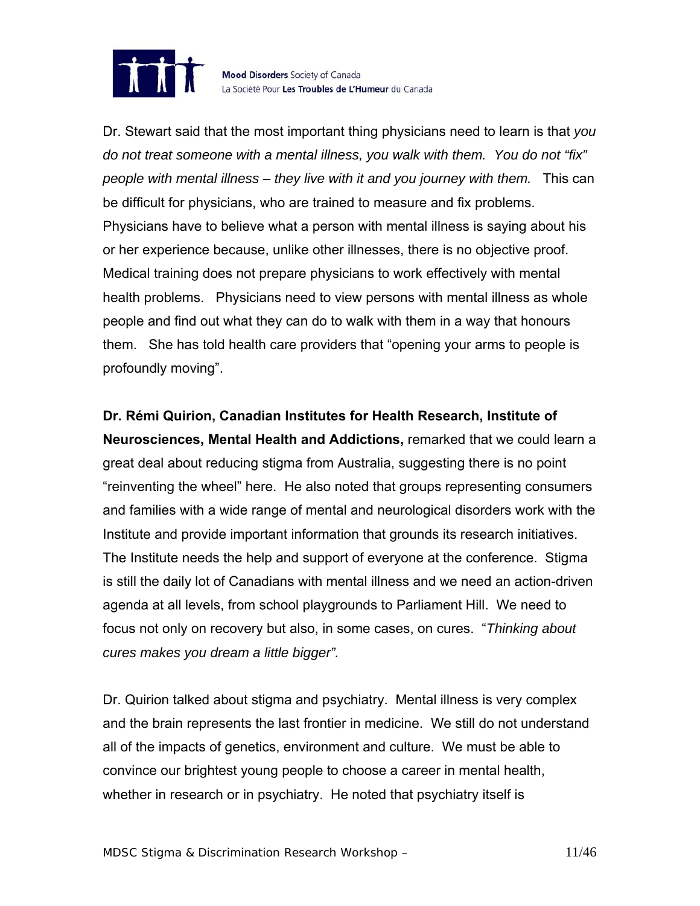Dr. Stewart said that the most important thing physicians need to learn is that *you do not treat someone with a mental illness, you walk with them. You do not "fix" people with mental illness – they live with it and you journey with them.* This can be difficult for physicians, who are trained to measure and fix problems. Physicians have to believe what a person with mental illness is saying about his or her experience because, unlike other illnesses, there is no objective proof. Medical training does not prepare physicians to work effectively with mental health problems. Physicians need to view persons with mental illness as whole people and find out what they can do to walk with them in a way that honours them. She has told health care providers that "opening your arms to people is profoundly moving".

**Dr. Rémi Quirion, Canadian Institutes for Health Research, Institute of Neurosciences, Mental Health and Addictions,** remarked that we could learn a great deal about reducing stigma from Australia, suggesting there is no point "reinventing the wheel" here. He also noted that groups representing consumers and families with a wide range of mental and neurological disorders work with the Institute and provide important information that grounds its research initiatives. The Institute needs the help and support of everyone at the conference. Stigma is still the daily lot of Canadians with mental illness and we need an action-driven agenda at all levels, from school playgrounds to Parliament Hill. We need to focus not only on recovery but also, in some cases, on cures. "*Thinking about cures makes you dream a little bigger".*

Dr. Quirion talked about stigma and psychiatry. Mental illness is very complex and the brain represents the last frontier in medicine. We still do not understand all of the impacts of genetics, environment and culture. We must be able to convince our brightest young people to choose a career in mental health, whether in research or in psychiatry. He noted that psychiatry itself is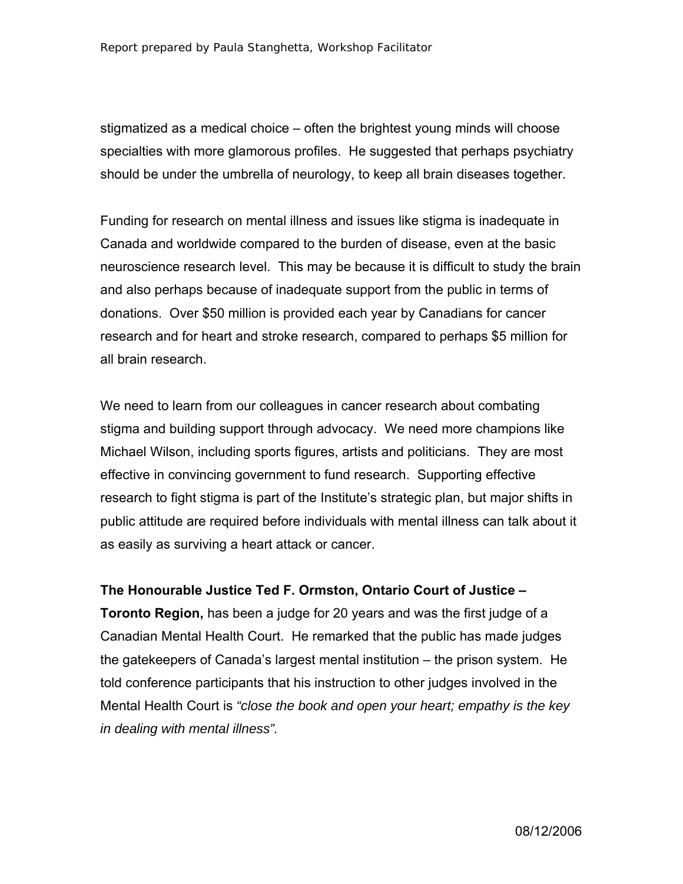stigmatized as a medical choice – often the brightest young minds will choose specialties with more glamorous profiles. He suggested that perhaps psychiatry should be under the umbrella of neurology, to keep all brain diseases together.

Funding for research on mental illness and issues like stigma is inadequate in Canada and worldwide compared to the burden of disease, even at the basic neuroscience research level. This may be because it is difficult to study the brain and also perhaps because of inadequate support from the public in terms of donations. Over $50 million is provided each year by Canadians for cancer research and for heart and stroke research, compared to perhaps $5 million for all brain research.

We need to learn from our colleagues in cancer research about combating stigma and building support through advocacy. We need more champions like Michael Wilson, including sports figures, artists and politicians. They are most effective in convincing government to fund research. Supporting effective research to fight stigma is part of the Institute's strategic plan, but major shifts in public attitude are required before individuals with mental illness can talk about it as easily as surviving a heart attack or cancer.

**The Honourable Justice Ted F. Ormston, Ontario Court of Justice – Toronto Region,** has been a judge for 20 years and was the first judge of a Canadian Mental Health Court. He remarked that the public has made judges the gatekeepers of Canada's largest mental institution – the prison system. He told conference participants that his instruction to other judges involved in the Mental Health Court is *"close the book and open your heart; empathy is the key in dealing with mental illness".*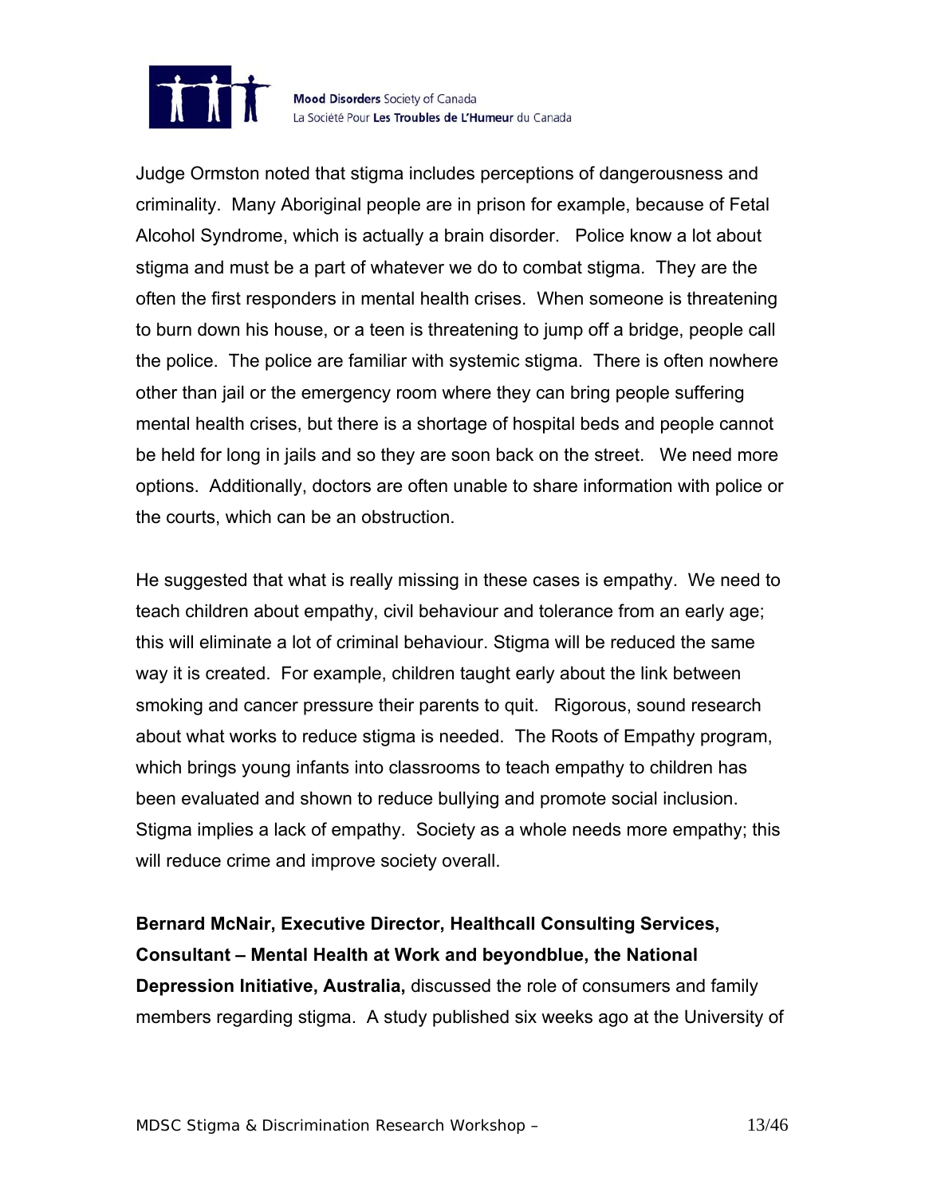Judge Ormston noted that stigma includes perceptions of dangerousness and criminality. Many Aboriginal people are in prison for example, because of Fetal Alcohol Syndrome, which is actually a brain disorder. Police know a lot about stigma and must be a part of whatever we do to combat stigma. They are the often the first responders in mental health crises. When someone is threatening to burn down his house, or a teen is threatening to jump off a bridge, people call the police. The police are familiar with systemic stigma. There is often nowhere other than jail or the emergency room where they can bring people suffering mental health crises, but there is a shortage of hospital beds and people cannot be held for long in jails and so they are soon back on the street. We need more options. Additionally, doctors are often unable to share information with police or the courts, which can be an obstruction.

He suggested that what is really missing in these cases is empathy. We need to teach children about empathy, civil behaviour and tolerance from an early age; this will eliminate a lot of criminal behaviour. Stigma will be reduced the same way it is created. For example, children taught early about the link between smoking and cancer pressure their parents to quit. Rigorous, sound research about what works to reduce stigma is needed. The Roots of Empathy program, which brings young infants into classrooms to teach empathy to children has been evaluated and shown to reduce bullying and promote social inclusion. Stigma implies a lack of empathy. Society as a whole needs more empathy; this will reduce crime and improve society overall.

**Bernard McNair, Executive Director, Healthcall Consulting Services, Consultant – Mental Health at Work and beyondblue, the National Depression Initiative, Australia,** discussed the role of consumers and family members regarding stigma. A study published six weeks ago at the University of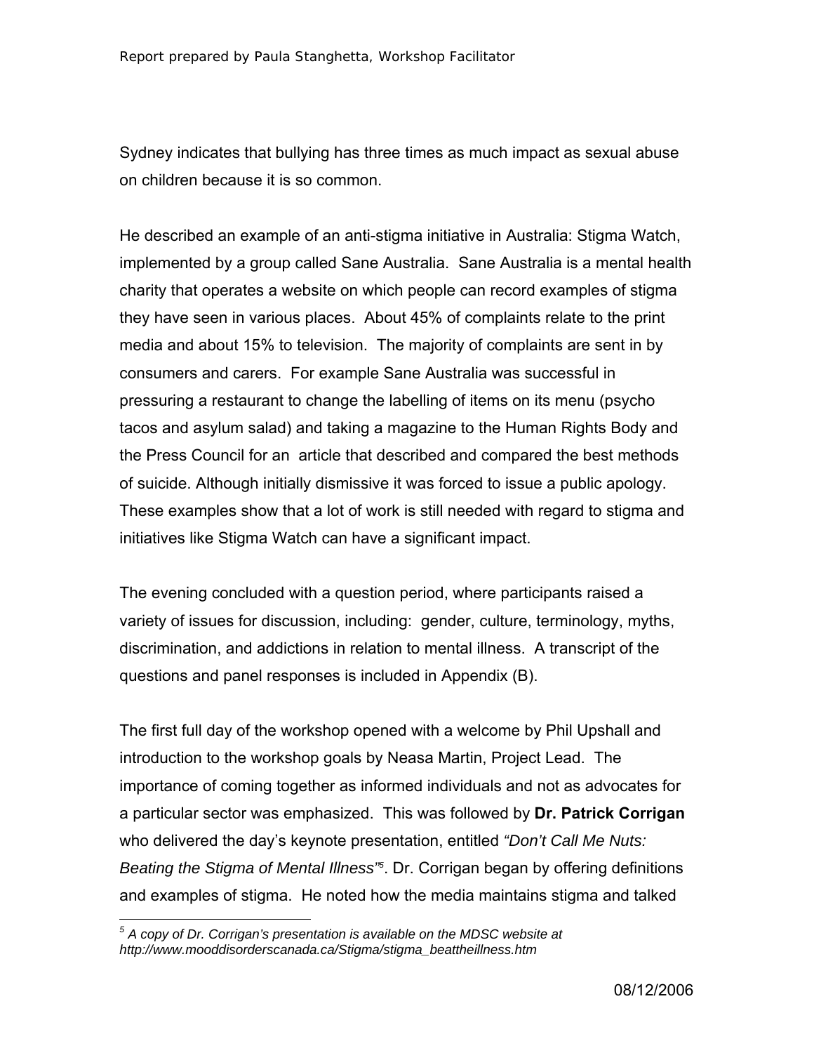Sydney indicates that bullying has three times as much impact as sexual abuse on children because it is so common.

He described an example of an anti-stigma initiative in Australia: Stigma Watch, implemented by a group called Sane Australia. Sane Australia is a mental health charity that operates a website on which people can record examples of stigma they have seen in various places. About 45% of complaints relate to the print media and about 15% to television. The majority of complaints are sent in by consumers and carers. For example Sane Australia was successful in pressuring a restaurant to change the labelling of items on its menu (psycho tacos and asylum salad) and taking a magazine to the Human Rights Body and the Press Council for an article that described and compared the best methods of suicide. Although initially dismissive it was forced to issue a public apology. These examples show that a lot of work is still needed with regard to stigma and initiatives like Stigma Watch can have a significant impact.

The evening concluded with a question period, where participants raised a variety of issues for discussion, including: gender, culture, terminology, myths, discrimination, and addictions in relation to mental illness. A transcript of the questions and panel responses is included in Appendix (B).

The first full day of the workshop opened with a welcome by Phil Upshall and introduction to the workshop goals by Neasa Martin, Project Lead. The importance of coming together as informed individuals and not as advocates for a particular sector was emphasized. This was followed by **Dr. Patrick Corrigan** who delivered the day's keynote presentation, entitled *"Don't Call Me Nuts: Beating the Stigma of Mental Illness"*[5]. Dr. Corrigan began by offering definitions and examples of stigma. He noted how the media maintains stigma and talked

*[5] A copy of Dr. Corrigan's presentation is available on the MDSC website at http://www.mooddisorderscanada.ca/Stigma/stigma_beattheillness.htm*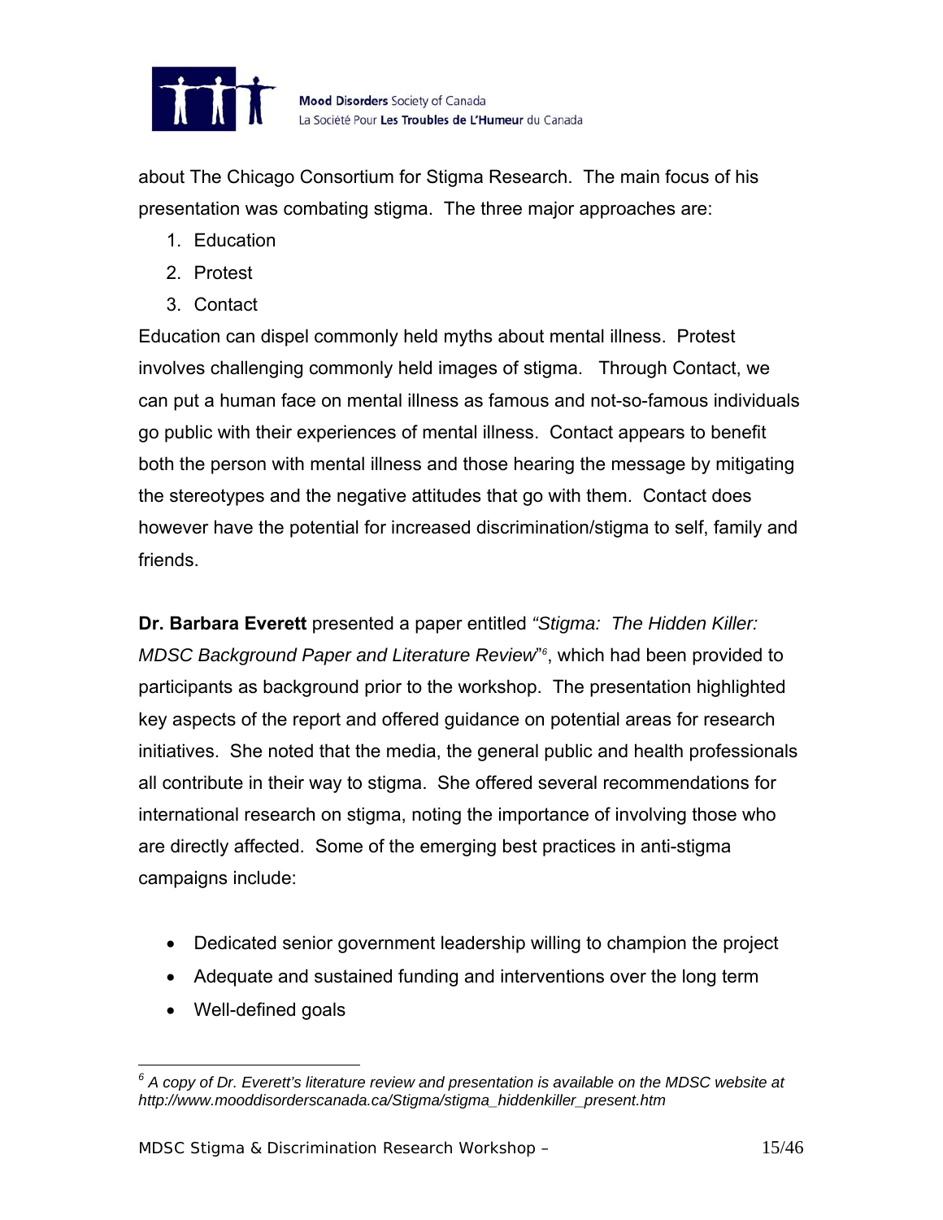about The Chicago Consortium for Stigma Research. The main focus of his presentation was combating stigma. The three major approaches are:

1. Education
2. Protest
3. Contact

Education can dispel commonly held myths about mental illness. Protest involves challenging commonly held images of stigma. Through Contact, we can put a human face on mental illness as famous and not-so-famous individuals go public with their experiences of mental illness. Contact appears to benefit both the person with mental illness and those hearing the message by mitigating the stereotypes and the negative attitudes that go with them. Contact does however have the potential for increased discrimination/stigma to self, family and friends.

**Dr. Barbara Everett** presented a paper entitled *"Stigma: The Hidden Killer: MDSC Background Paper and Literature Review"*[6], which had been provided to participants as background prior to the workshop. The presentation highlighted key aspects of the report and offered guidance on potential areas for research initiatives. She noted that the media, the general public and health professionals all contribute in their way to stigma. She offered several recommendations for international research on stigma, noting the importance of involving those who are directly affected. Some of the emerging best practices in anti-stigma campaigns include:

- Dedicated senior government leadership willing to champion the project
- Adequate and sustained funding and interventions over the long term
- Well-defined goals

---

*[6] A copy of Dr. Everett's literature review and presentation is available on the MDSC website at http://www.mooddisorderscanada.ca/Stigma/stigma_hiddenkiller_present.htm*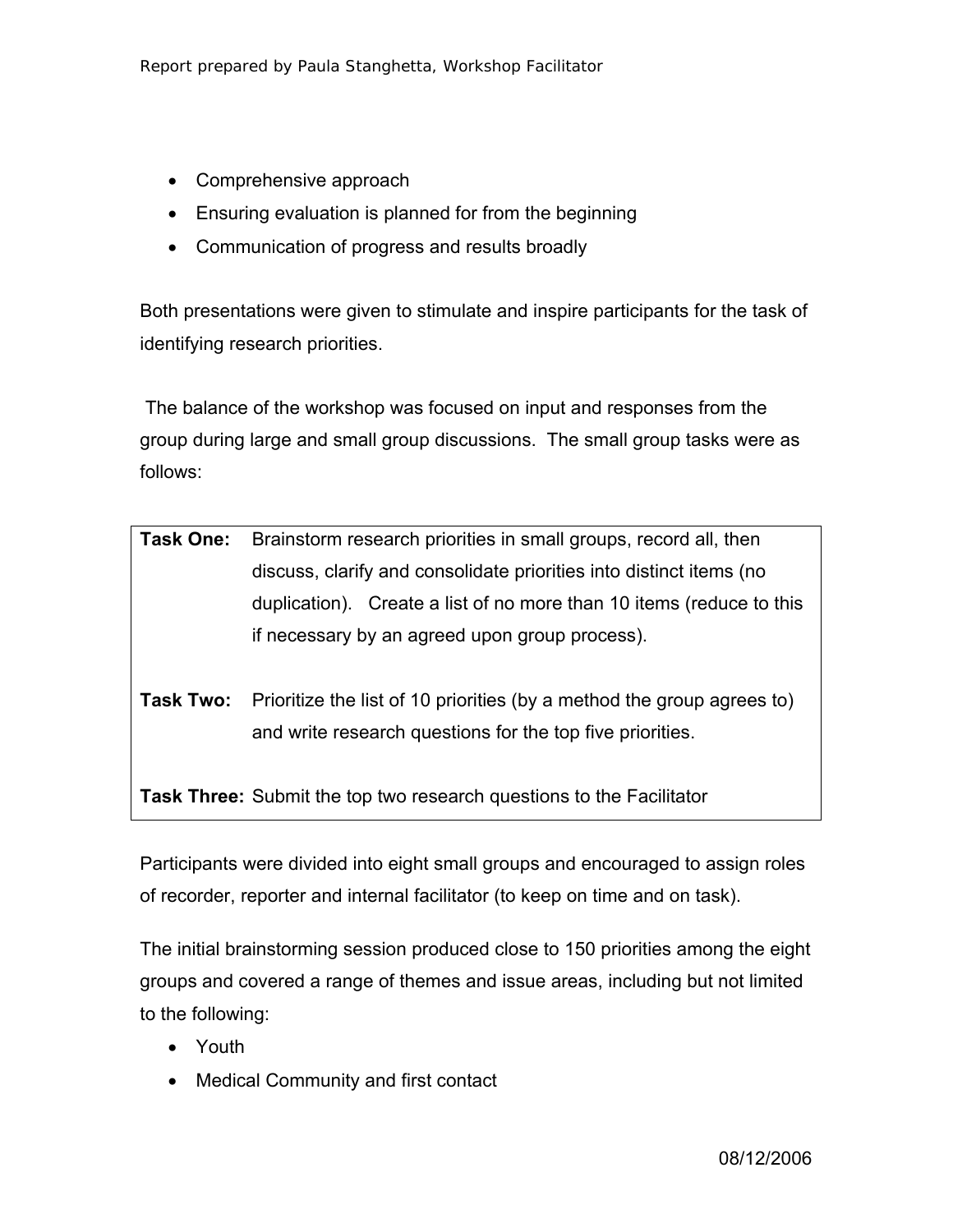- Comprehensive approach
- Ensuring evaluation is planned for from the beginning
- Communication of progress and results broadly

Both presentations were given to stimulate and inspire participants for the task of identifying research priorities.

The balance of the workshop was focused on input and responses from the group during large and small group discussions. The small group tasks were as follows:

| | |
|---|---|
| **Task One:** | Brainstorm research priorities in small groups, record all, then discuss, clarify and consolidate priorities into distinct items (no duplication). Create a list of no more than 10 items (reduce to this if necessary by an agreed upon group process). |
| **Task Two:** | Prioritize the list of 10 priorities (by a method the group agrees to) and write research questions for the top five priorities. |
| **Task Three:** | Submit the top two research questions to the Facilitator |

Participants were divided into eight small groups and encouraged to assign roles of recorder, reporter and internal facilitator (to keep on time and on task).

The initial brainstorming session produced close to 150 priorities among the eight groups and covered a range of themes and issue areas, including but not limited to the following:

- Youth
- Medical Community and first contact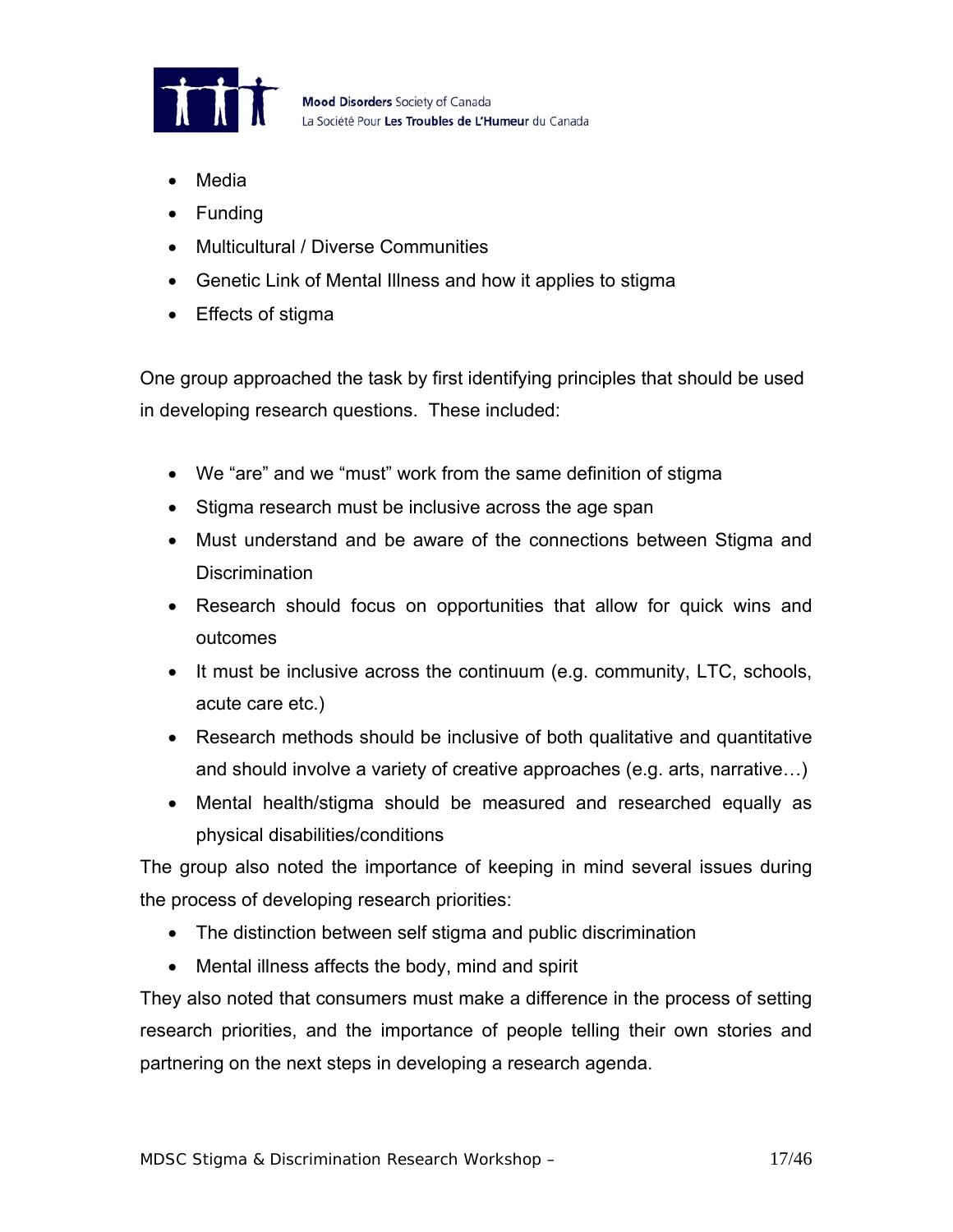- Media
- Funding
- Multicultural / Diverse Communities
- Genetic Link of Mental Illness and how it applies to stigma
- Effects of stigma

One group approached the task by first identifying principles that should be used in developing research questions. These included:

- We "are" and we "must" work from the same definition of stigma
- Stigma research must be inclusive across the age span
- Must understand and be aware of the connections between Stigma and Discrimination
- Research should focus on opportunities that allow for quick wins and outcomes
- It must be inclusive across the continuum (e.g. community, LTC, schools, acute care etc.)
- Research methods should be inclusive of both qualitative and quantitative and should involve a variety of creative approaches (e.g. arts, narrative…)
- Mental health/stigma should be measured and researched equally as physical disabilities/conditions

The group also noted the importance of keeping in mind several issues during the process of developing research priorities:

- The distinction between self stigma and public discrimination
- Mental illness affects the body, mind and spirit

They also noted that consumers must make a difference in the process of setting research priorities, and the importance of people telling their own stories and partnering on the next steps in developing a research agenda.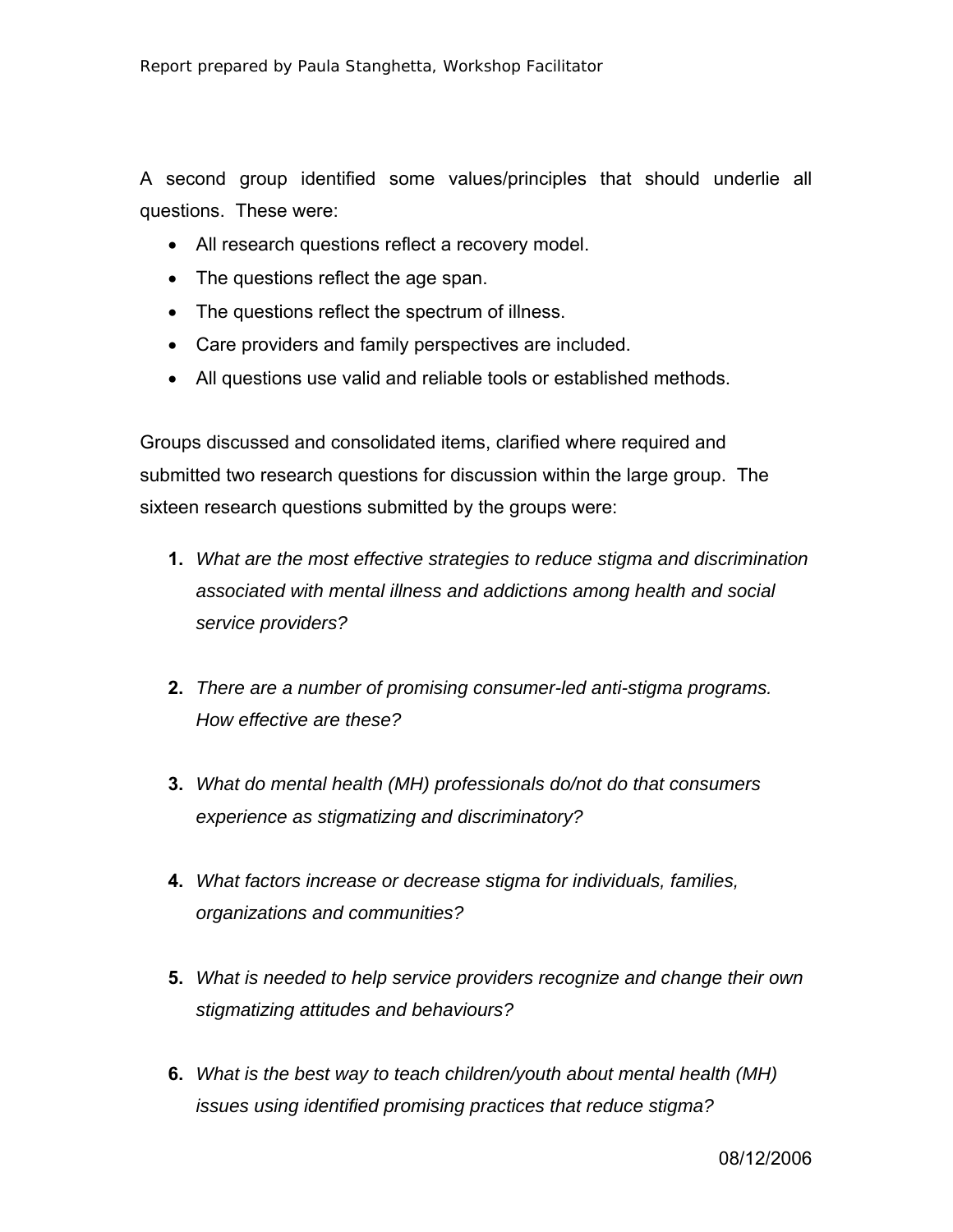A second group identified some values/principles that should underlie all questions. These were:

- All research questions reflect a recovery model.
- The questions reflect the age span.
- The questions reflect the spectrum of illness.
- Care providers and family perspectives are included.
- All questions use valid and reliable tools or established methods.

Groups discussed and consolidated items, clarified where required and submitted two research questions for discussion within the large group. The sixteen research questions submitted by the groups were:

1. *What are the most effective strategies to reduce stigma and discrimination associated with mental illness and addictions among health and social service providers?*

2. *There are a number of promising consumer-led anti-stigma programs. How effective are these?*

3. *What do mental health (MH) professionals do/not do that consumers experience as stigmatizing and discriminatory?*

4. *What factors increase or decrease stigma for individuals, families, organizations and communities?*

5. *What is needed to help service providers recognize and change their own stigmatizing attitudes and behaviours?*

6. *What is the best way to teach children/youth about mental health (MH) issues using identified promising practices that reduce stigma?*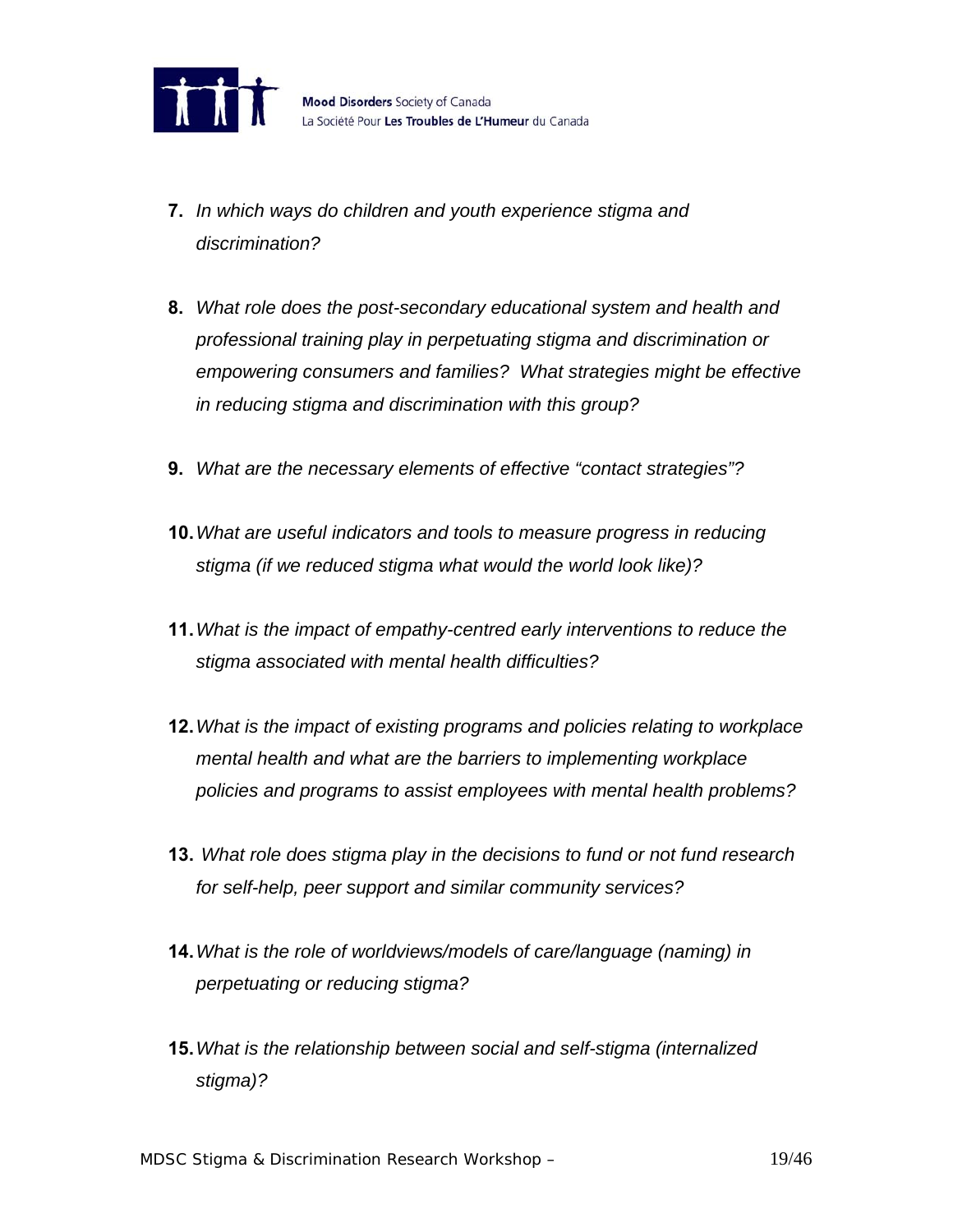7. *In which ways do children and youth experience stigma and discrimination?*

8. *What role does the post-secondary educational system and health and professional training play in perpetuating stigma and discrimination or empowering consumers and families? What strategies might be effective in reducing stigma and discrimination with this group?*

9. *What are the necessary elements of effective "contact strategies"?*

10. *What are useful indicators and tools to measure progress in reducing stigma (if we reduced stigma what would the world look like)?*

11. *What is the impact of empathy-centred early interventions to reduce the stigma associated with mental health difficulties?*

12. *What is the impact of existing programs and policies relating to workplace mental health and what are the barriers to implementing workplace policies and programs to assist employees with mental health problems?*

13. *What role does stigma play in the decisions to fund or not fund research for self-help, peer support and similar community services?*

14. *What is the role of worldviews/models of care/language (naming) in perpetuating or reducing stigma?*

15. *What is the relationship between social and self-stigma (internalized stigma)?*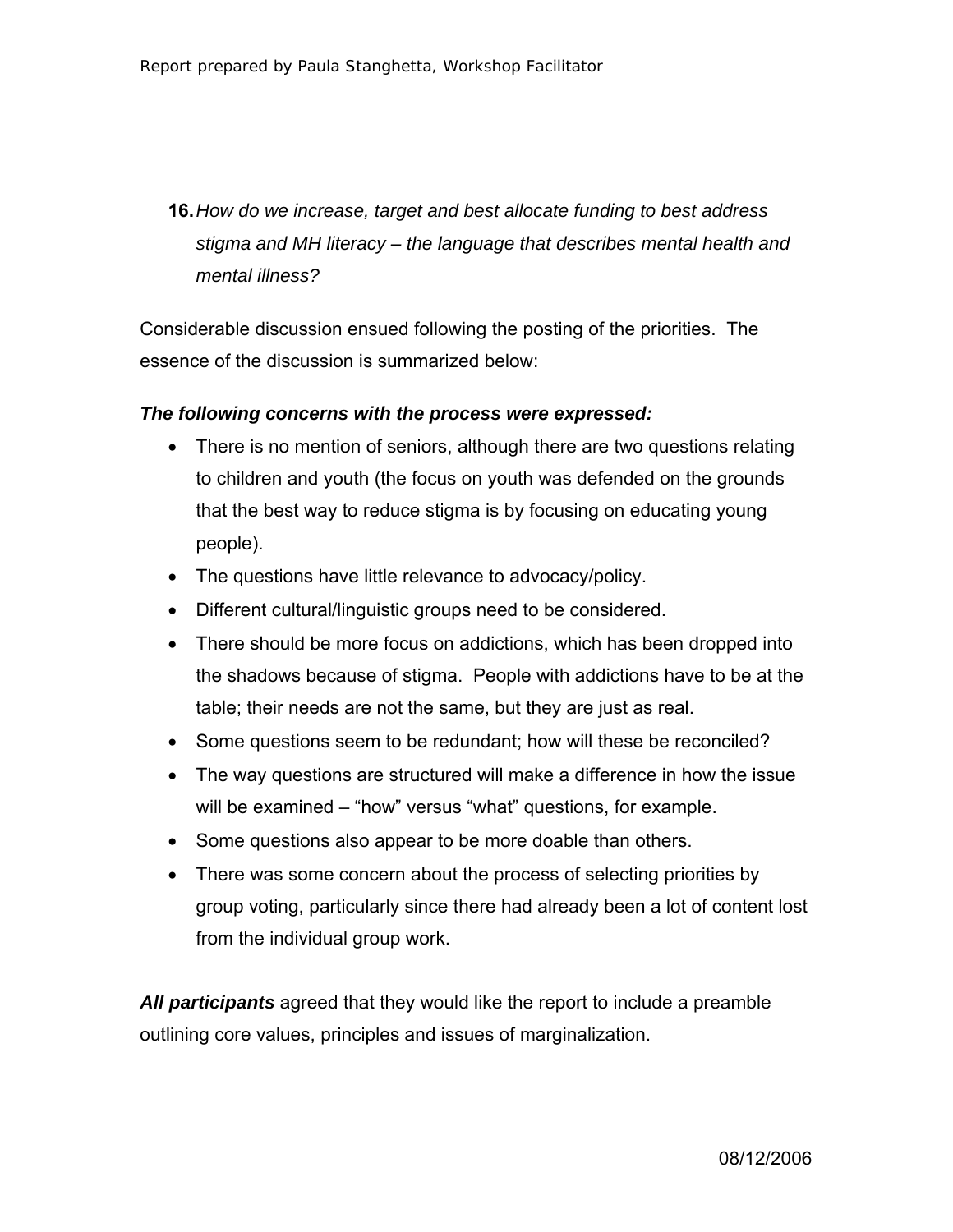16. *How do we increase, target and best allocate funding to best address stigma and MH literacy – the language that describes mental health and mental illness?*

Considerable discussion ensued following the posting of the priorities. The essence of the discussion is summarized below:

***The following concerns with the process were expressed:***

- There is no mention of seniors, although there are two questions relating to children and youth (the focus on youth was defended on the grounds that the best way to reduce stigma is by focusing on educating young people).
- The questions have little relevance to advocacy/policy.
- Different cultural/linguistic groups need to be considered.
- There should be more focus on addictions, which has been dropped into the shadows because of stigma. People with addictions have to be at the table; their needs are not the same, but they are just as real.
- Some questions seem to be redundant; how will these be reconciled?
- The way questions are structured will make a difference in how the issue will be examined – "how" versus "what" questions, for example.
- Some questions also appear to be more doable than others.
- There was some concern about the process of selecting priorities by group voting, particularly since there had already been a lot of content lost from the individual group work.

***All participants*** agreed that they would like the report to include a preamble outlining core values, principles and issues of marginalization.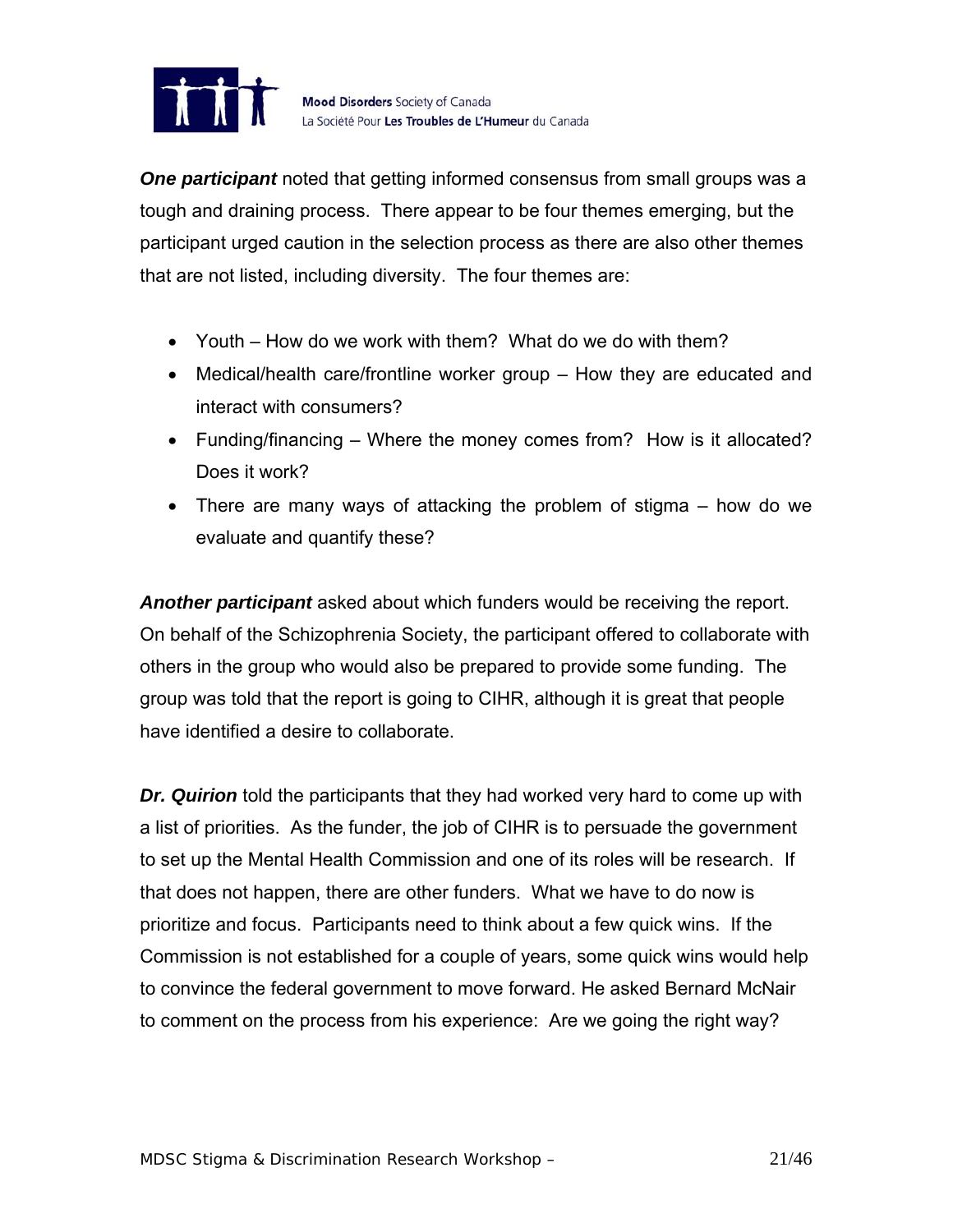***One participant*** noted that getting informed consensus from small groups was a tough and draining process. There appear to be four themes emerging, but the participant urged caution in the selection process as there are also other themes that are not listed, including diversity. The four themes are:

- Youth – How do we work with them? What do we do with them?
- Medical/health care/frontline worker group – How they are educated and interact with consumers?
- Funding/financing – Where the money comes from? How is it allocated? Does it work?
- There are many ways of attacking the problem of stigma – how do we evaluate and quantify these?

***Another participant*** asked about which funders would be receiving the report. On behalf of the Schizophrenia Society, the participant offered to collaborate with others in the group who would also be prepared to provide some funding. The group was told that the report is going to CIHR, although it is great that people have identified a desire to collaborate.

***Dr. Quirion*** told the participants that they had worked very hard to come up with a list of priorities. As the funder, the job of CIHR is to persuade the government to set up the Mental Health Commission and one of its roles will be research. If that does not happen, there are other funders. What we have to do now is prioritize and focus. Participants need to think about a few quick wins. If the Commission is not established for a couple of years, some quick wins would help to convince the federal government to move forward. He asked Bernard McNair to comment on the process from his experience: Are we going the right way?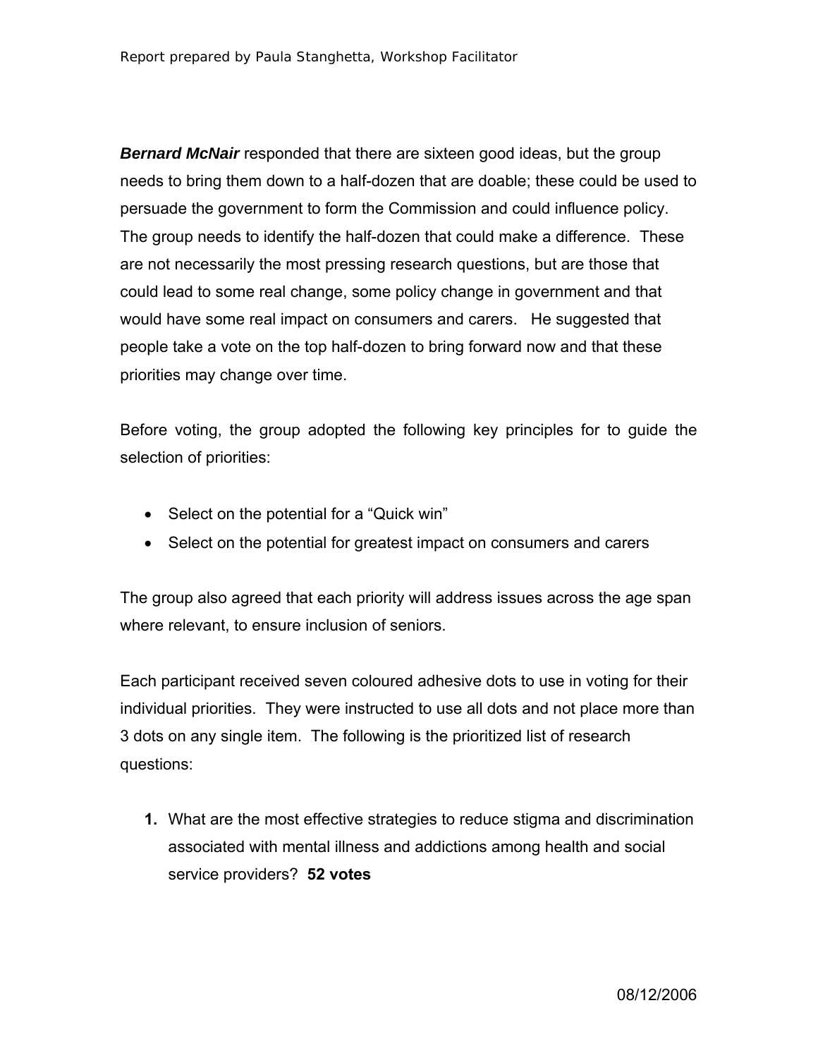***Bernard McNair*** responded that there are sixteen good ideas, but the group needs to bring them down to a half-dozen that are doable; these could be used to persuade the government to form the Commission and could influence policy. The group needs to identify the half-dozen that could make a difference. These are not necessarily the most pressing research questions, but are those that could lead to some real change, some policy change in government and that would have some real impact on consumers and carers. He suggested that people take a vote on the top half-dozen to bring forward now and that these priorities may change over time.

Before voting, the group adopted the following key principles for to guide the selection of priorities:

- Select on the potential for a "Quick win"
- Select on the potential for greatest impact on consumers and carers

The group also agreed that each priority will address issues across the age span where relevant, to ensure inclusion of seniors.

Each participant received seven coloured adhesive dots to use in voting for their individual priorities. They were instructed to use all dots and not place more than 3 dots on any single item. The following is the prioritized list of research questions:

1. What are the most effective strategies to reduce stigma and discrimination associated with mental illness and addictions among health and social service providers? **52 votes**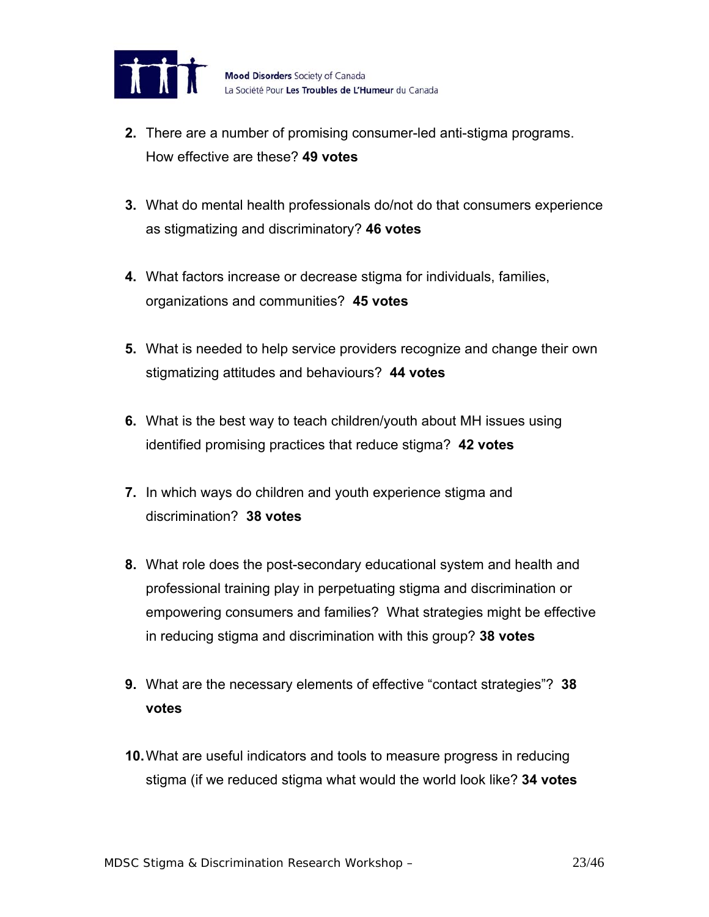2. There are a number of promising consumer-led anti-stigma programs. How effective are these? **49 votes**

3. What do mental health professionals do/not do that consumers experience as stigmatizing and discriminatory? **46 votes**

4. What factors increase or decrease stigma for individuals, families, organizations and communities? **45 votes**

5. What is needed to help service providers recognize and change their own stigmatizing attitudes and behaviours? **44 votes**

6. What is the best way to teach children/youth about MH issues using identified promising practices that reduce stigma? **42 votes**

7. In which ways do children and youth experience stigma and discrimination? **38 votes**

8. What role does the post-secondary educational system and health and professional training play in perpetuating stigma and discrimination or empowering consumers and families? What strategies might be effective in reducing stigma and discrimination with this group? **38 votes**

9. What are the necessary elements of effective "contact strategies"? **38 votes**

10. What are useful indicators and tools to measure progress in reducing stigma (if we reduced stigma what would the world look like? **34 votes**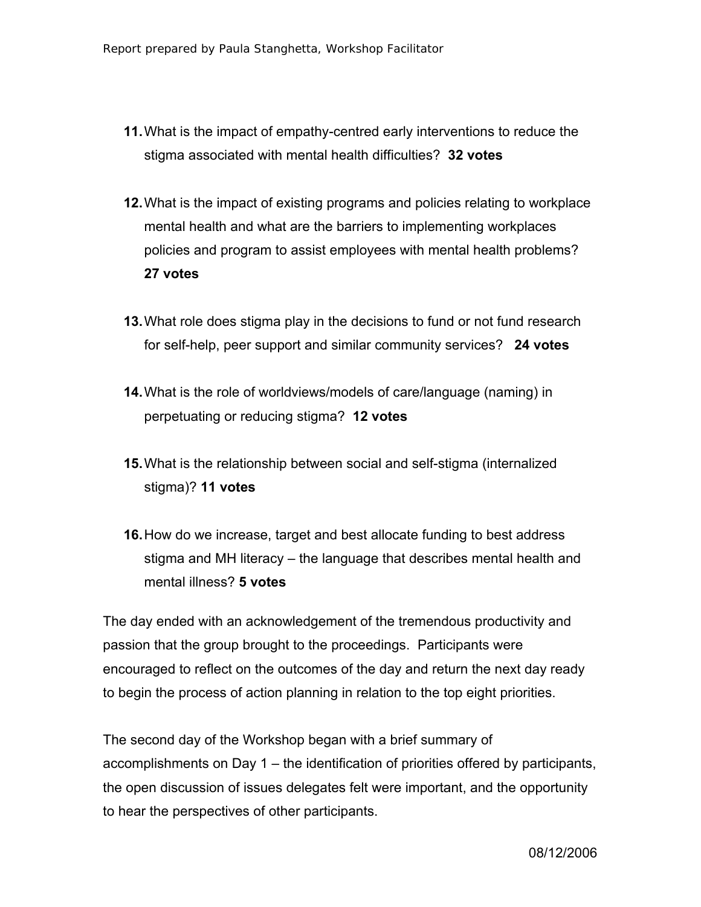11. What is the impact of empathy-centred early interventions to reduce the stigma associated with mental health difficulties? **32 votes**

12. What is the impact of existing programs and policies relating to workplace mental health and what are the barriers to implementing workplaces policies and program to assist employees with mental health problems? **27 votes**

13. What role does stigma play in the decisions to fund or not fund research for self-help, peer support and similar community services? **24 votes**

14. What is the role of worldviews/models of care/language (naming) in perpetuating or reducing stigma? **12 votes**

15. What is the relationship between social and self-stigma (internalized stigma)? **11 votes**

16. How do we increase, target and best allocate funding to best address stigma and MH literacy – the language that describes mental health and mental illness? **5 votes**

The day ended with an acknowledgement of the tremendous productivity and passion that the group brought to the proceedings. Participants were encouraged to reflect on the outcomes of the day and return the next day ready to begin the process of action planning in relation to the top eight priorities.

The second day of the Workshop began with a brief summary of accomplishments on Day 1 – the identification of priorities offered by participants, the open discussion of issues delegates felt were important, and the opportunity to hear the perspectives of other participants.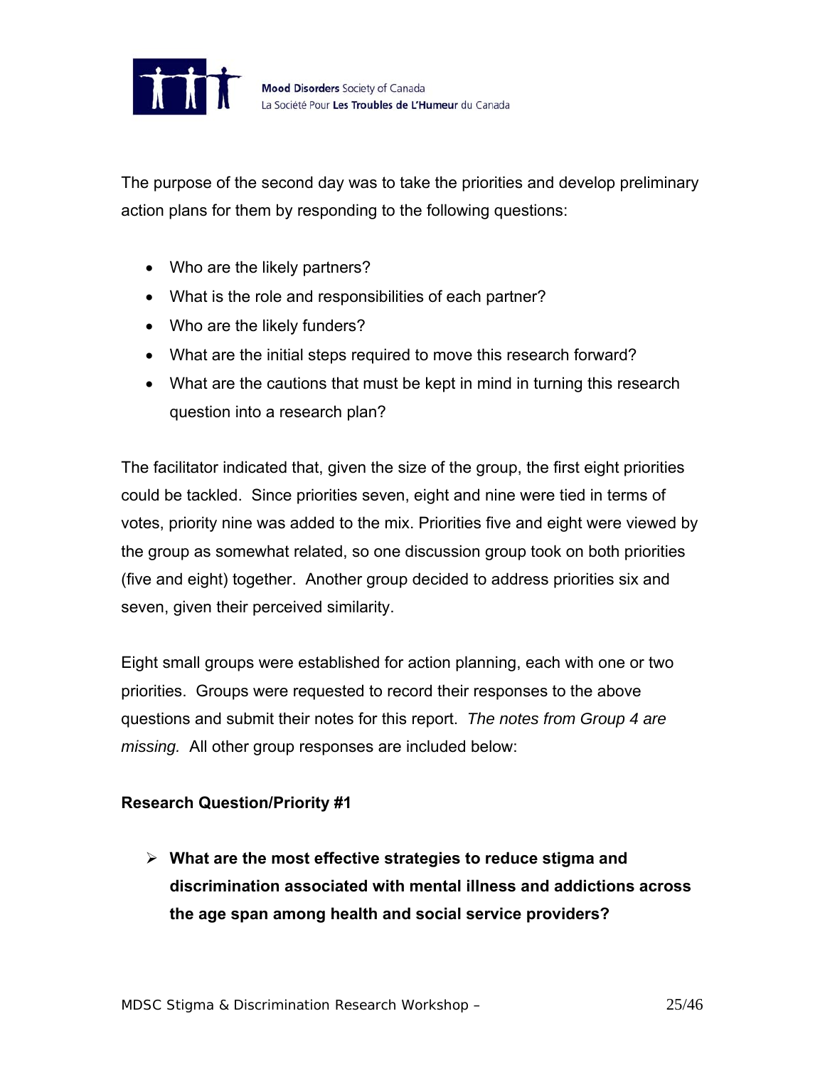The purpose of the second day was to take the priorities and develop preliminary action plans for them by responding to the following questions:

- Who are the likely partners?
- What is the role and responsibilities of each partner?
- Who are the likely funders?
- What are the initial steps required to move this research forward?
- What are the cautions that must be kept in mind in turning this research question into a research plan?

The facilitator indicated that, given the size of the group, the first eight priorities could be tackled. Since priorities seven, eight and nine were tied in terms of votes, priority nine was added to the mix. Priorities five and eight were viewed by the group as somewhat related, so one discussion group took on both priorities (five and eight) together. Another group decided to address priorities six and seven, given their perceived similarity.

Eight small groups were established for action planning, each with one or two priorities. Groups were requested to record their responses to the above questions and submit their notes for this report. *The notes from Group 4 are missing.* All other group responses are included below:

**Research Question/Priority #1**

- **What are the most effective strategies to reduce stigma and discrimination associated with mental illness and addictions across the age span among health and social service providers?**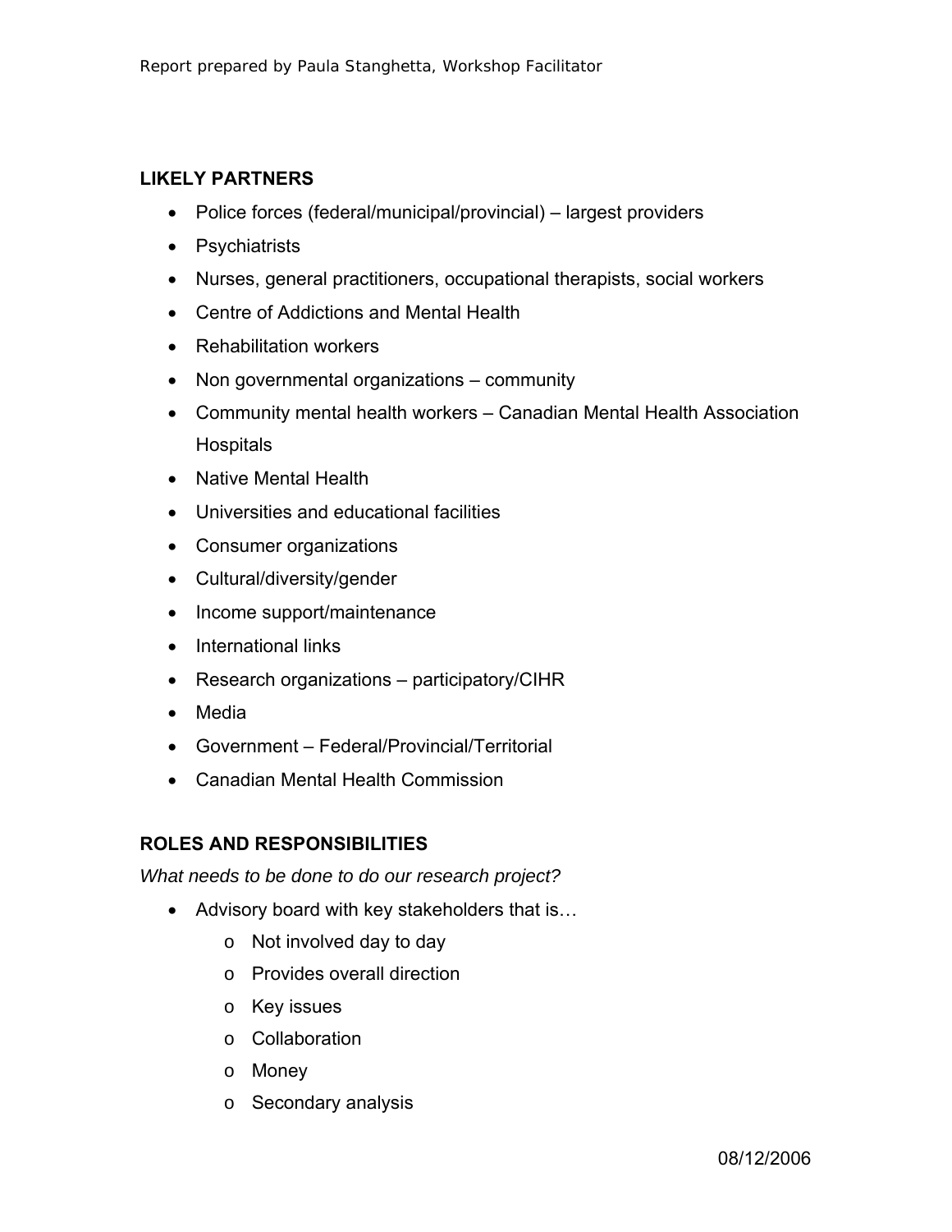## LIKELY PARTNERS

- Police forces (federal/municipal/provincial) – largest providers
- Psychiatrists
- Nurses, general practitioners, occupational therapists, social workers
- Centre of Addictions and Mental Health
- Rehabilitation workers
- Non governmental organizations – community
- Community mental health workers – Canadian Mental Health Association Hospitals
- Native Mental Health
- Universities and educational facilities
- Consumer organizations
- Cultural/diversity/gender
- Income support/maintenance
- International links
- Research organizations – participatory/CIHR
- Media
- Government – Federal/Provincial/Territorial
- Canadian Mental Health Commission

## ROLES AND RESPONSIBILITIES

*What needs to be done to do our research project?*

- Advisory board with key stakeholders that is…
  - Not involved day to day
  - Provides overall direction
  - Key issues
  - Collaboration
  - Money
  - Secondary analysis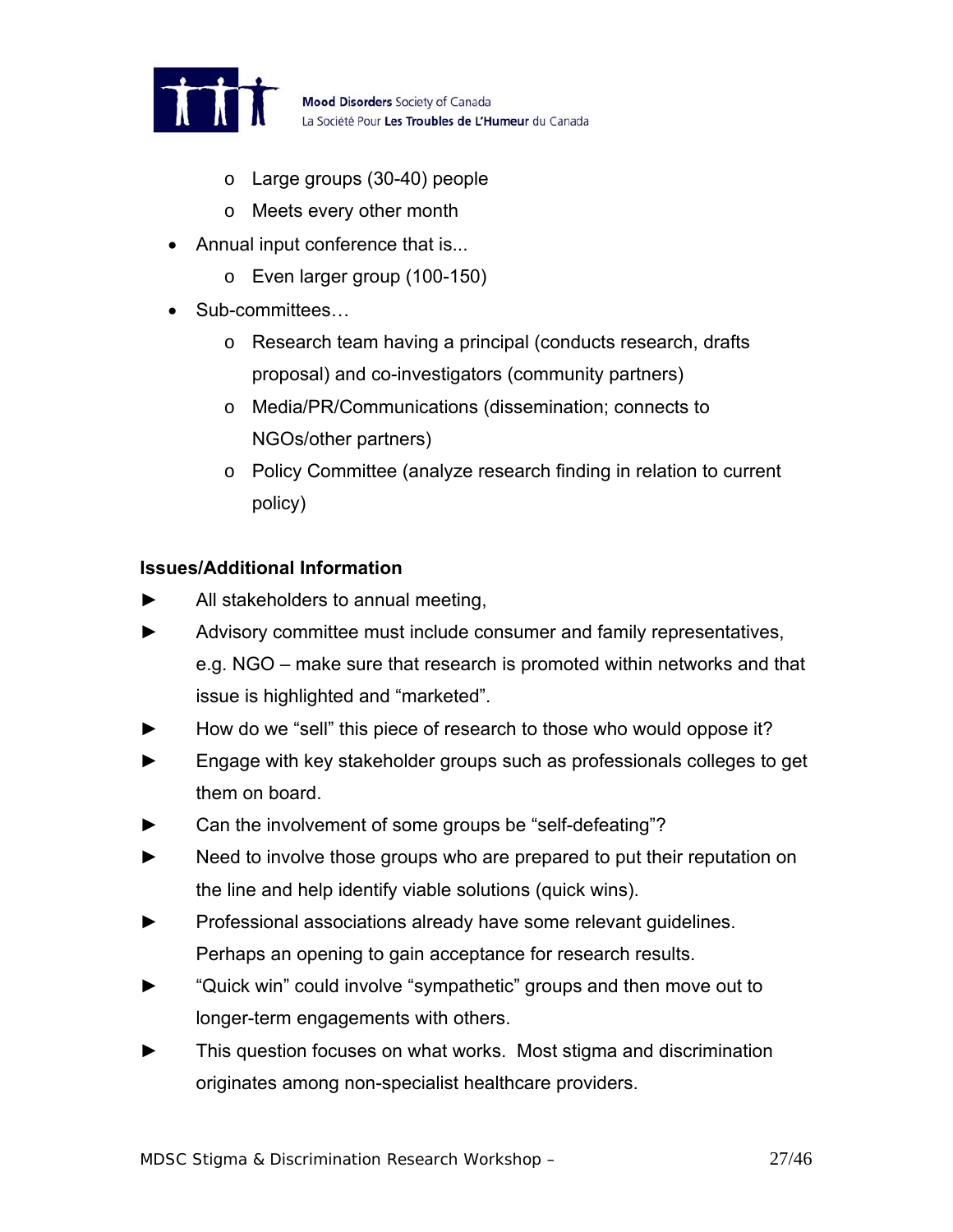- Large groups (30-40) people
  - Meets every other month
- Annual input conference that is...
  - Even larger group (100-150)
- Sub-committees…
  - Research team having a principal (conducts research, drafts proposal) and co-investigators (community partners)
  - Media/PR/Communications (dissemination; connects to NGOs/other partners)
  - Policy Committee (analyze research finding in relation to current policy)

**Issues/Additional Information**

- All stakeholders to annual meeting,
- Advisory committee must include consumer and family representatives, e.g. NGO – make sure that research is promoted within networks and that issue is highlighted and "marketed".
- How do we "sell" this piece of research to those who would oppose it?
- Engage with key stakeholder groups such as professionals colleges to get them on board.
- Can the involvement of some groups be "self-defeating"?
- Need to involve those groups who are prepared to put their reputation on the line and help identify viable solutions (quick wins).
- Professional associations already have some relevant guidelines. Perhaps an opening to gain acceptance for research results.
- "Quick win" could involve "sympathetic" groups and then move out to longer-term engagements with others.
- This question focuses on what works. Most stigma and discrimination originates among non-specialist healthcare providers.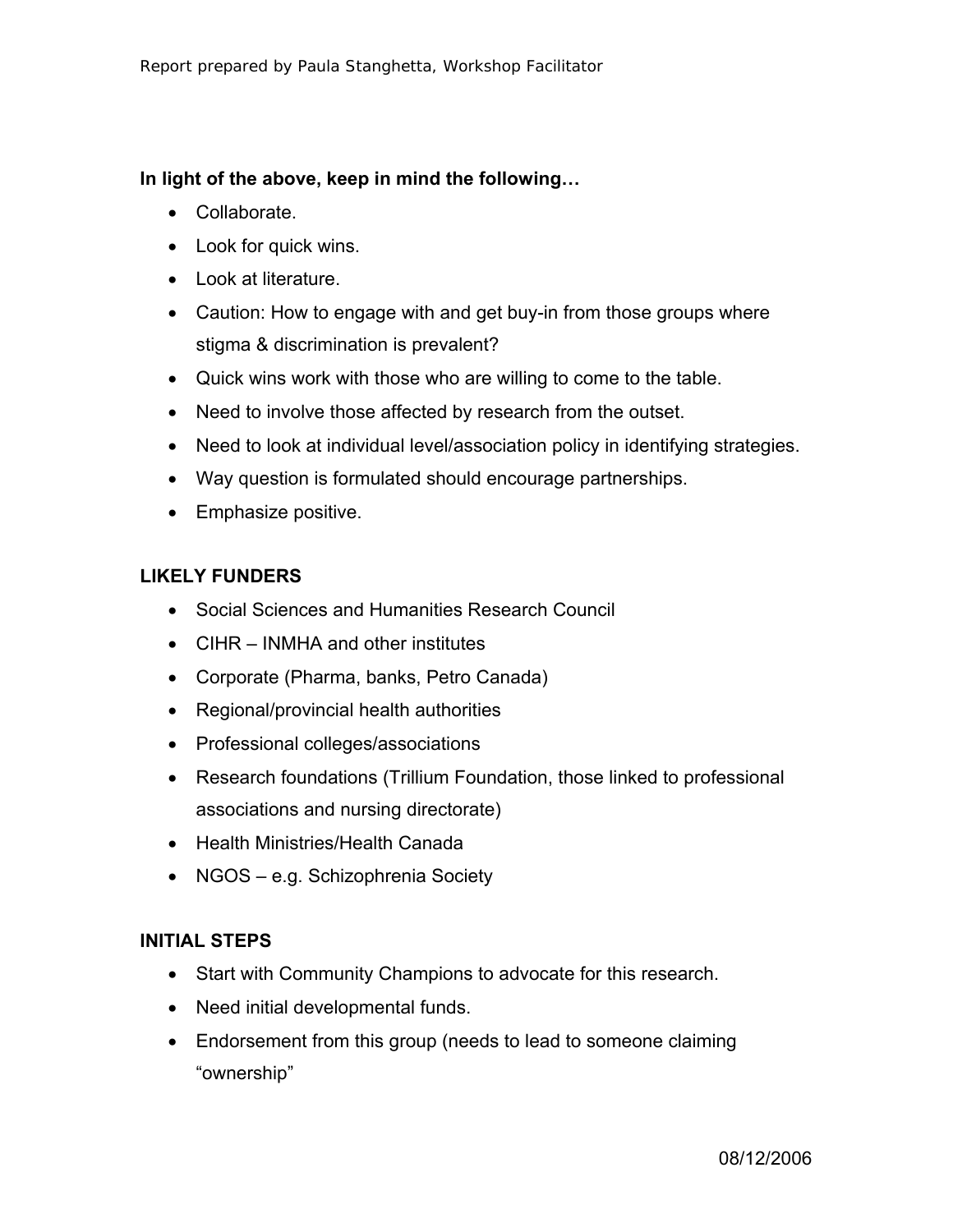**In light of the above, keep in mind the following…**

- Collaborate.
- Look for quick wins.
- Look at literature.
- Caution: How to engage with and get buy-in from those groups where stigma & discrimination is prevalent?
- Quick wins work with those who are willing to come to the table.
- Need to involve those affected by research from the outset.
- Need to look at individual level/association policy in identifying strategies.
- Way question is formulated should encourage partnerships.
- Emphasize positive.

**LIKELY FUNDERS**

- Social Sciences and Humanities Research Council
- CIHR – INMHA and other institutes
- Corporate (Pharma, banks, Petro Canada)
- Regional/provincial health authorities
- Professional colleges/associations
- Research foundations (Trillium Foundation, those linked to professional associations and nursing directorate)
- Health Ministries/Health Canada
- NGOS – e.g. Schizophrenia Society

**INITIAL STEPS**

- Start with Community Champions to advocate for this research.
- Need initial developmental funds.
- Endorsement from this group (needs to lead to someone claiming "ownership"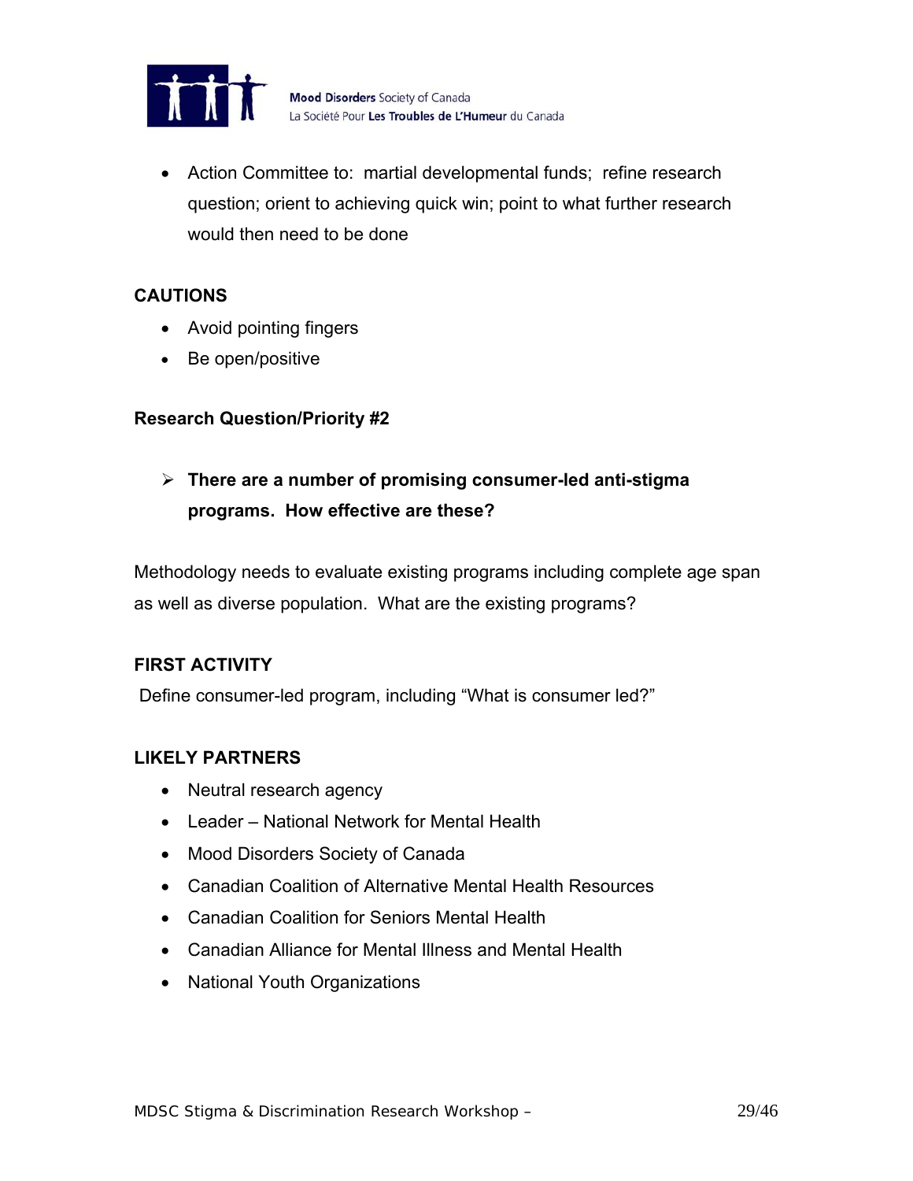- Action Committee to: martial developmental funds; refine research question; orient to achieving quick win; point to what further research would then need to be done

**CAUTIONS**

- Avoid pointing fingers
- Be open/positive

**Research Question/Priority #2**

- **There are a number of promising consumer-led anti-stigma programs. How effective are these?**

Methodology needs to evaluate existing programs including complete age span as well as diverse population. What are the existing programs?

**FIRST ACTIVITY**

Define consumer-led program, including "What is consumer led?"

**LIKELY PARTNERS**

- Neutral research agency
- Leader – National Network for Mental Health
- Mood Disorders Society of Canada
- Canadian Coalition of Alternative Mental Health Resources
- Canadian Coalition for Seniors Mental Health
- Canadian Alliance for Mental Illness and Mental Health
- National Youth Organizations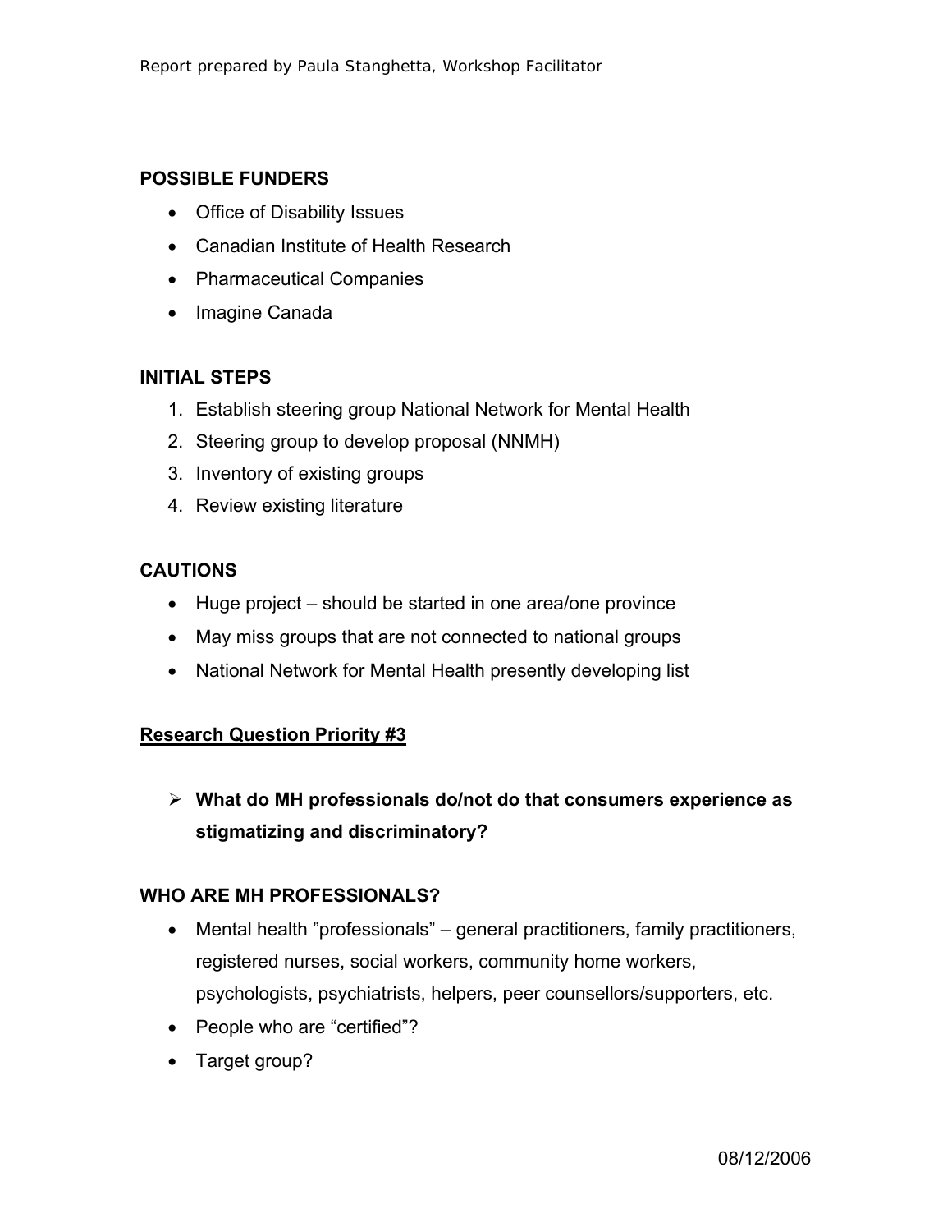**POSSIBLE FUNDERS**

- Office of Disability Issues
- Canadian Institute of Health Research
- Pharmaceutical Companies
- Imagine Canada

**INITIAL STEPS**

1. Establish steering group National Network for Mental Health
2. Steering group to develop proposal (NNMH)
3. Inventory of existing groups
4. Review existing literature

**CAUTIONS**

- Huge project – should be started in one area/one province
- May miss groups that are not connected to national groups
- National Network for Mental Health presently developing list

**<u>Research Question Priority #3</u>**

- **What do MH professionals do/not do that consumers experience as stigmatizing and discriminatory?**

**WHO ARE MH PROFESSIONALS?**

- Mental health "professionals" – general practitioners, family practitioners, registered nurses, social workers, community home workers, psychologists, psychiatrists, helpers, peer counsellors/supporters, etc.
- People who are "certified"?
- Target group?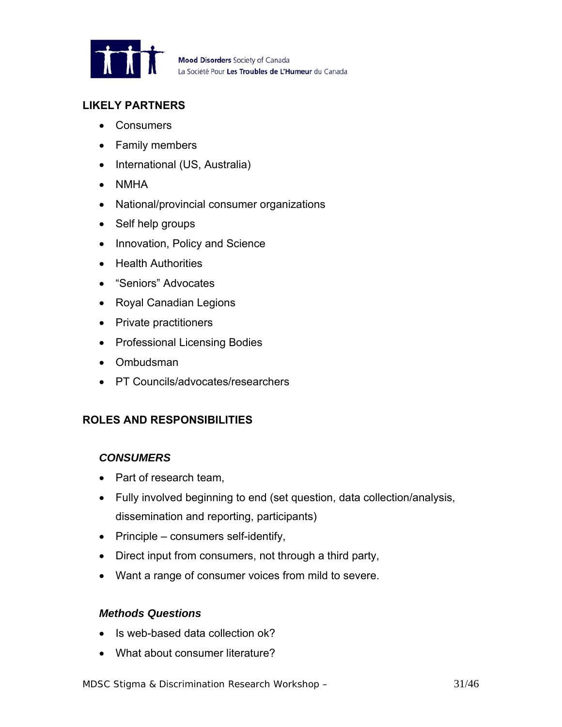## LIKELY PARTNERS

- Consumers
- Family members
- International (US, Australia)
- NMHA
- National/provincial consumer organizations
- Self help groups
- Innovation, Policy and Science
- Health Authorities
- "Seniors" Advocates
- Royal Canadian Legions
- Private practitioners
- Professional Licensing Bodies
- Ombudsman
- PT Councils/advocates/researchers

## ROLES AND RESPONSIBILITIES

### *CONSUMERS*

- Part of research team,
- Fully involved beginning to end (set question, data collection/analysis, dissemination and reporting, participants)
- Principle – consumers self-identify,
- Direct input from consumers, not through a third party,
- Want a range of consumer voices from mild to severe.

### *Methods Questions*

- Is web-based data collection ok?
- What about consumer literature?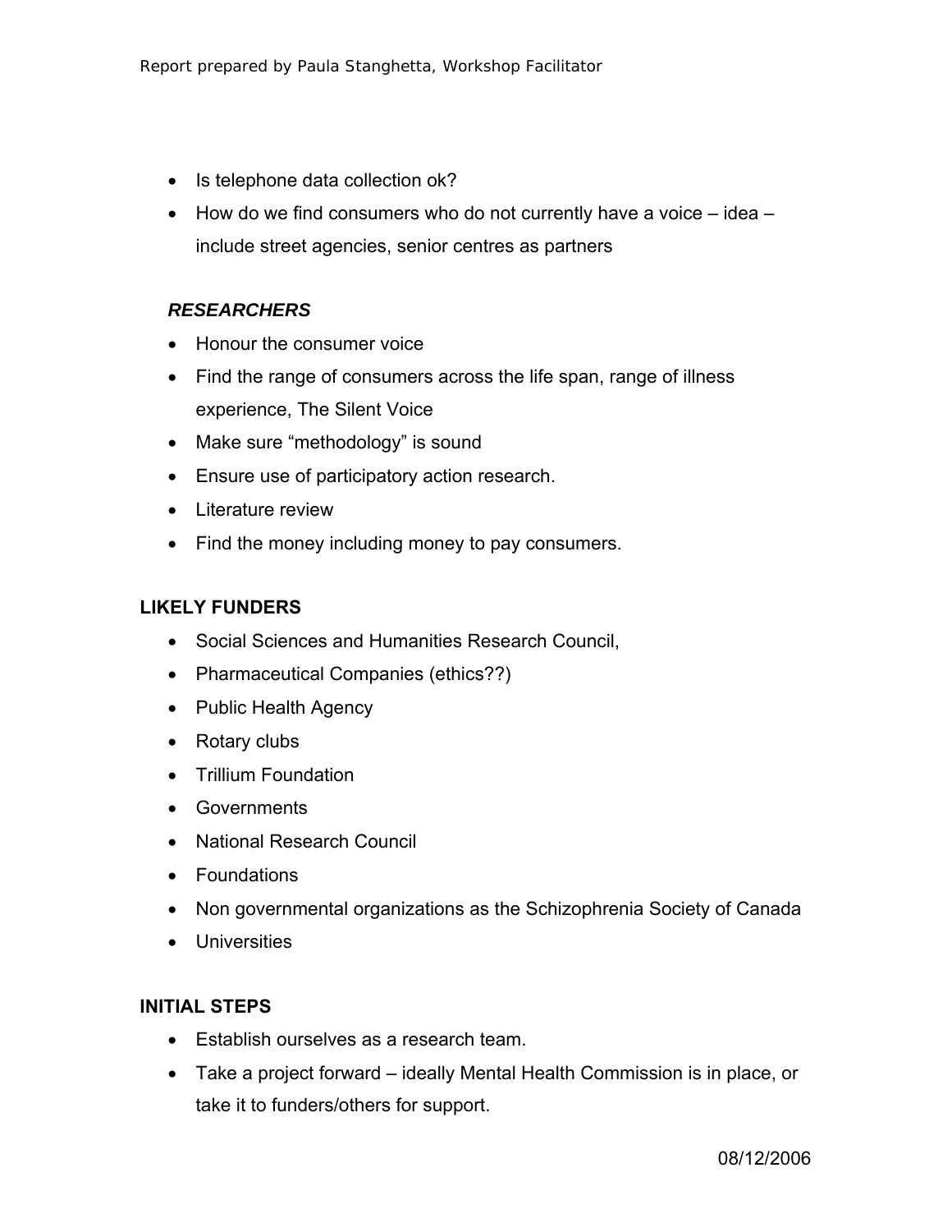- Is telephone data collection ok?
- How do we find consumers who do not currently have a voice – idea – include street agencies, senior centres as partners

***RESEARCHERS***

- Honour the consumer voice
- Find the range of consumers across the life span, range of illness experience, The Silent Voice
- Make sure "methodology" is sound
- Ensure use of participatory action research.
- Literature review
- Find the money including money to pay consumers.

**LIKELY FUNDERS**

- Social Sciences and Humanities Research Council,
- Pharmaceutical Companies (ethics??)
- Public Health Agency
- Rotary clubs
- Trillium Foundation
- Governments
- National Research Council
- Foundations
- Non governmental organizations as the Schizophrenia Society of Canada
- Universities

**INITIAL STEPS**

- Establish ourselves as a research team.
- Take a project forward – ideally Mental Health Commission is in place, or take it to funders/others for support.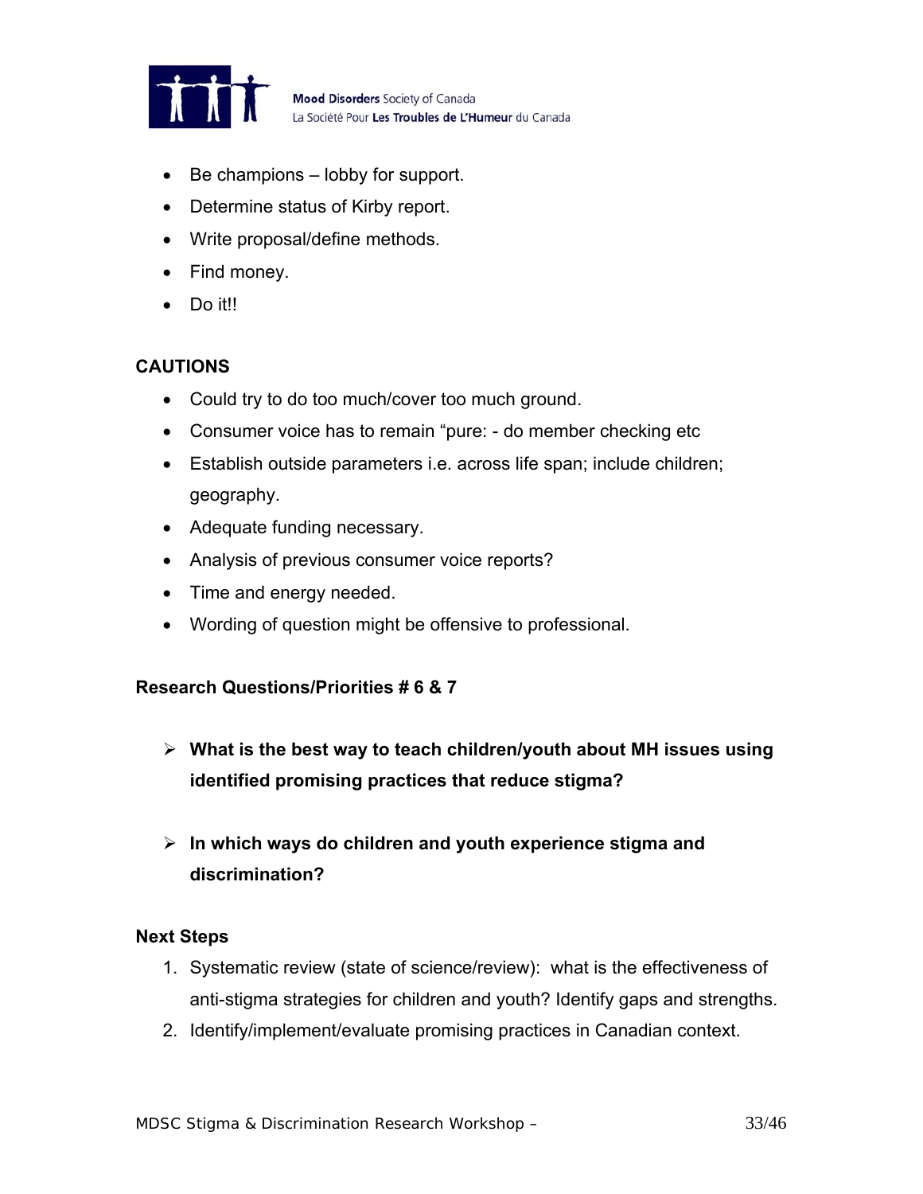- Be champions – lobby for support.
- Determine status of Kirby report.
- Write proposal/define methods.
- Find money.
- Do it!!

**CAUTIONS**

- Could try to do too much/cover too much ground.
- Consumer voice has to remain "pure: - do member checking etc
- Establish outside parameters i.e. across life span; include children; geography.
- Adequate funding necessary.
- Analysis of previous consumer voice reports?
- Time and energy needed.
- Wording of question might be offensive to professional.

**Research Questions/Priorities # 6 & 7**

- **What is the best way to teach children/youth about MH issues using identified promising practices that reduce stigma?**

- **In which ways do children and youth experience stigma and discrimination?**

**Next Steps**

1. Systematic review (state of science/review): what is the effectiveness of anti-stigma strategies for children and youth? Identify gaps and strengths.
2. Identify/implement/evaluate promising practices in Canadian context.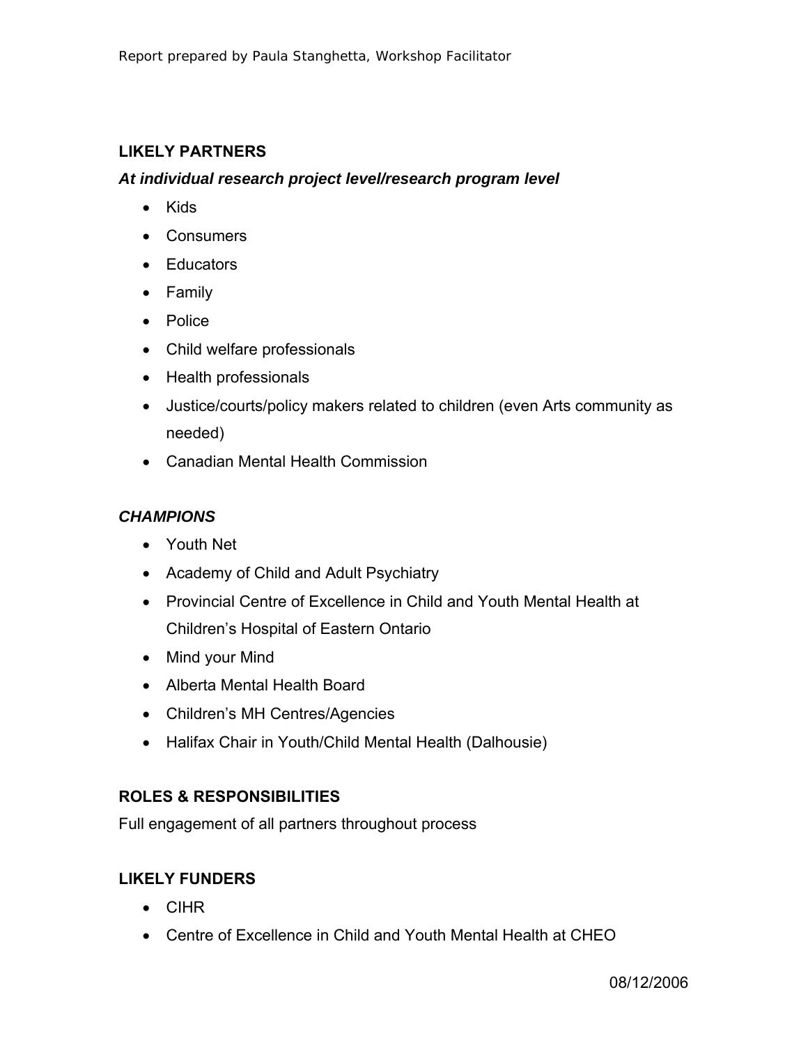## LIKELY PARTNERS

### *At individual research project level/research program level*

- Kids
- Consumers
- Educators
- Family
- Police
- Child welfare professionals
- Health professionals
- Justice/courts/policy makers related to children (even Arts community as needed)
- Canadian Mental Health Commission

### *CHAMPIONS*

- Youth Net
- Academy of Child and Adult Psychiatry
- Provincial Centre of Excellence in Child and Youth Mental Health at Children's Hospital of Eastern Ontario
- Mind your Mind
- Alberta Mental Health Board
- Children's MH Centres/Agencies
- Halifax Chair in Youth/Child Mental Health (Dalhousie)

## ROLES & RESPONSIBILITIES

Full engagement of all partners throughout process

## LIKELY FUNDERS

- CIHR
- Centre of Excellence in Child and Youth Mental Health at CHEO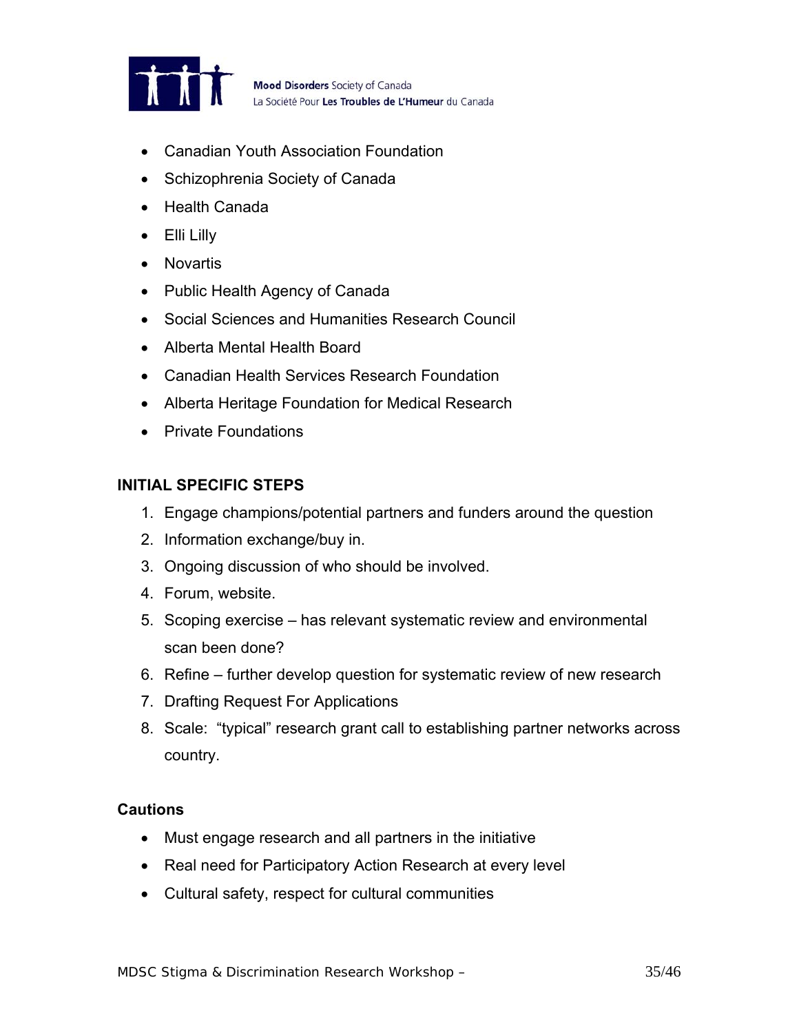- Canadian Youth Association Foundation
- Schizophrenia Society of Canada
- Health Canada
- Elli Lilly
- Novartis
- Public Health Agency of Canada
- Social Sciences and Humanities Research Council
- Alberta Mental Health Board
- Canadian Health Services Research Foundation
- Alberta Heritage Foundation for Medical Research
- Private Foundations

**INITIAL SPECIFIC STEPS**

1. Engage champions/potential partners and funders around the question
2. Information exchange/buy in.
3. Ongoing discussion of who should be involved.
4. Forum, website.
5. Scoping exercise – has relevant systematic review and environmental scan been done?
6. Refine – further develop question for systematic review of new research
7. Drafting Request For Applications
8. Scale: "typical" research grant call to establishing partner networks across country.

**Cautions**

- Must engage research and all partners in the initiative
- Real need for Participatory Action Research at every level
- Cultural safety, respect for cultural communities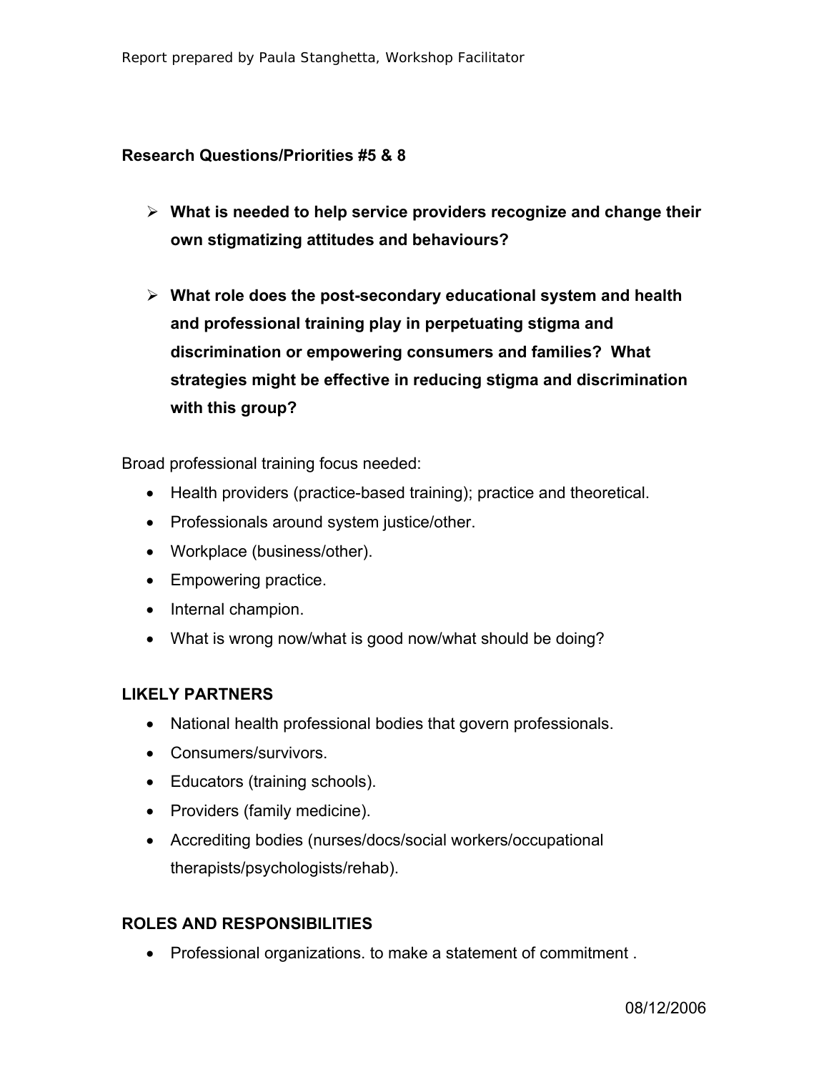**Research Questions/Priorities #5 & 8**

- **What is needed to help service providers recognize and change their own stigmatizing attitudes and behaviours?**

- **What role does the post-secondary educational system and health and professional training play in perpetuating stigma and discrimination or empowering consumers and families? What strategies might be effective in reducing stigma and discrimination with this group?**

Broad professional training focus needed:

- Health providers (practice-based training); practice and theoretical.
- Professionals around system justice/other.
- Workplace (business/other).
- Empowering practice.
- Internal champion.
- What is wrong now/what is good now/what should be doing?

## LIKELY PARTNERS

- National health professional bodies that govern professionals.
- Consumers/survivors.
- Educators (training schools).
- Providers (family medicine).
- Accrediting bodies (nurses/docs/social workers/occupational therapists/psychologists/rehab).

## ROLES AND RESPONSIBILITIES

- Professional organizations. to make a statement of commitment .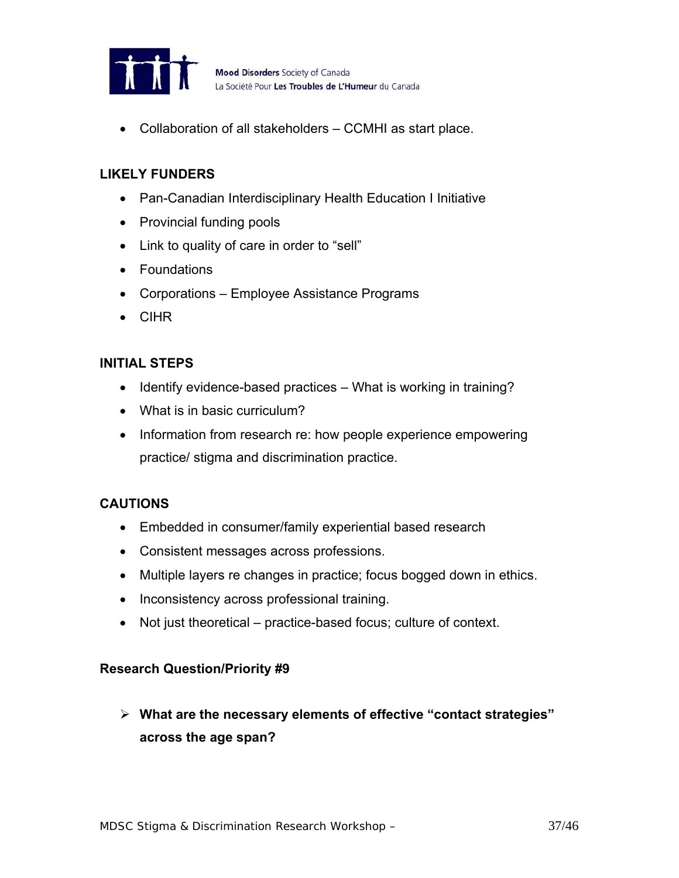- Collaboration of all stakeholders – CCMHI as start place.

**LIKELY FUNDERS**

- Pan-Canadian Interdisciplinary Health Education I Initiative
- Provincial funding pools
- Link to quality of care in order to "sell"
- Foundations
- Corporations – Employee Assistance Programs
- CIHR

**INITIAL STEPS**

- Identify evidence-based practices – What is working in training?
- What is in basic curriculum?
- Information from research re: how people experience empowering practice/ stigma and discrimination practice.

**CAUTIONS**

- Embedded in consumer/family experiential based research
- Consistent messages across professions.
- Multiple layers re changes in practice; focus bogged down in ethics.
- Inconsistency across professional training.
- Not just theoretical – practice-based focus; culture of context.

**Research Question/Priority #9**

- **What are the necessary elements of effective "contact strategies" across the age span?**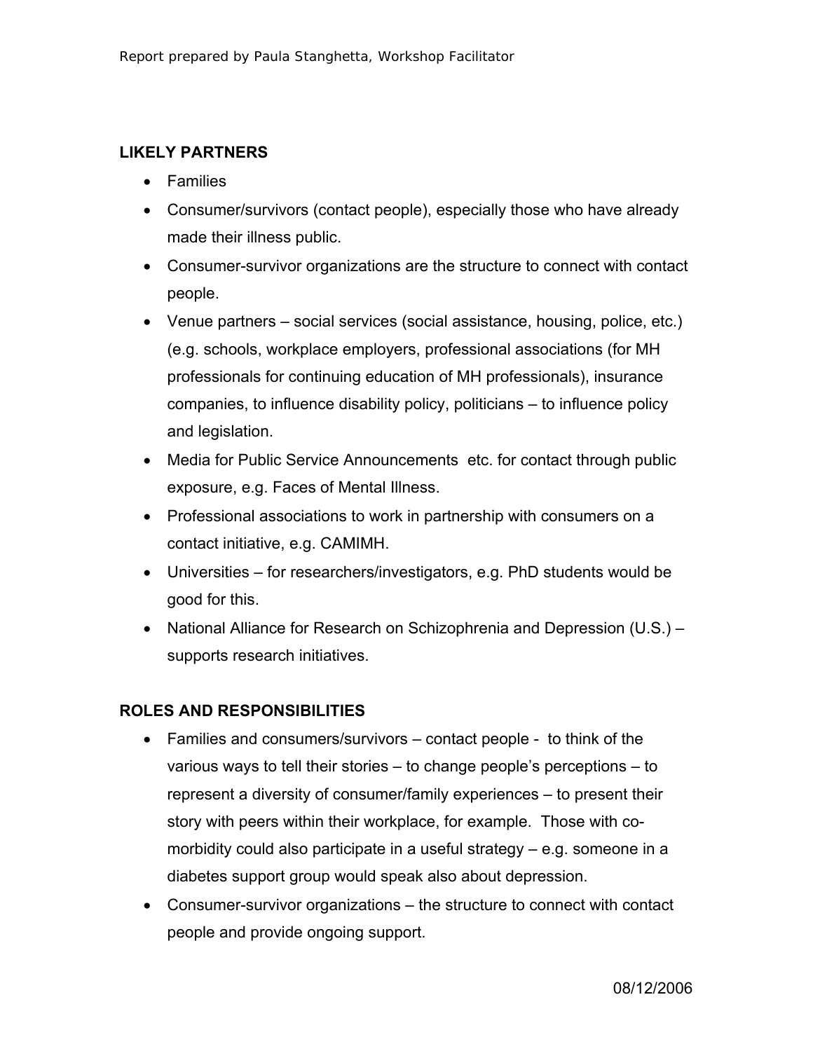**LIKELY PARTNERS**

- Families
- Consumer/survivors (contact people), especially those who have already made their illness public.
- Consumer-survivor organizations are the structure to connect with contact people.
- Venue partners – social services (social assistance, housing, police, etc.) (e.g. schools, workplace employers, professional associations (for MH professionals for continuing education of MH professionals), insurance companies, to influence disability policy, politicians – to influence policy and legislation.
- Media for Public Service Announcements etc. for contact through public exposure, e.g. Faces of Mental Illness.
- Professional associations to work in partnership with consumers on a contact initiative, e.g. CAMIMH.
- Universities – for researchers/investigators, e.g. PhD students would be good for this.
- National Alliance for Research on Schizophrenia and Depression (U.S.) – supports research initiatives.

**ROLES AND RESPONSIBILITIES**

- Families and consumers/survivors – contact people - to think of the various ways to tell their stories – to change people's perceptions – to represent a diversity of consumer/family experiences – to present their story with peers within their workplace, for example. Those with co-morbidity could also participate in a useful strategy – e.g. someone in a diabetes support group would speak also about depression.
- Consumer-survivor organizations – the structure to connect with contact people and provide ongoing support.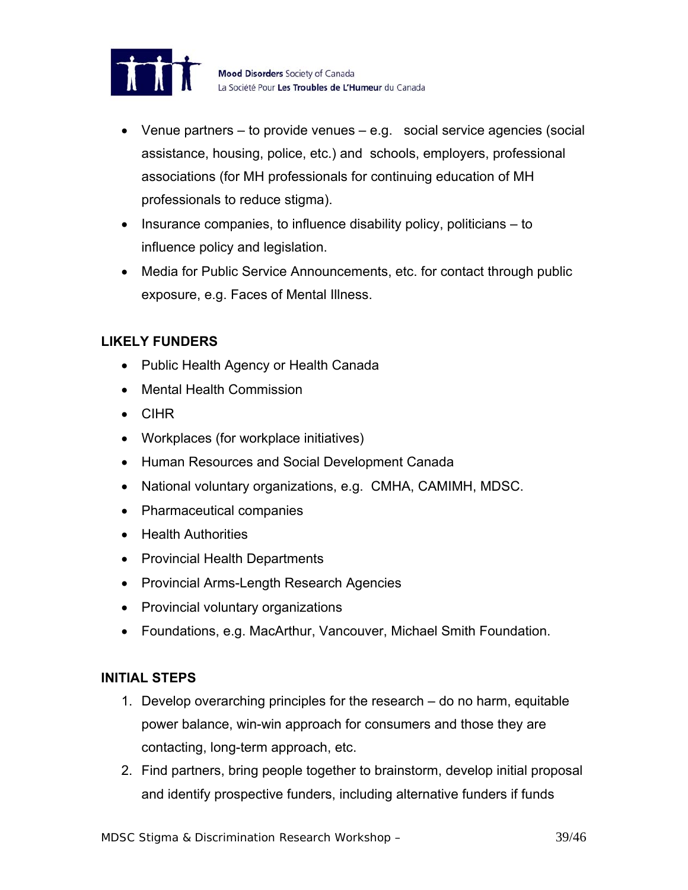- Venue partners – to provide venues – e.g. social service agencies (social assistance, housing, police, etc.) and schools, employers, professional associations (for MH professionals for continuing education of MH professionals to reduce stigma).
- Insurance companies, to influence disability policy, politicians – to influence policy and legislation.
- Media for Public Service Announcements, etc. for contact through public exposure, e.g. Faces of Mental Illness.

**LIKELY FUNDERS**

- Public Health Agency or Health Canada
- Mental Health Commission
- CIHR
- Workplaces (for workplace initiatives)
- Human Resources and Social Development Canada
- National voluntary organizations, e.g. CMHA, CAMIMH, MDSC.
- Pharmaceutical companies
- Health Authorities
- Provincial Health Departments
- Provincial Arms-Length Research Agencies
- Provincial voluntary organizations
- Foundations, e.g. MacArthur, Vancouver, Michael Smith Foundation.

**INITIAL STEPS**

1. Develop overarching principles for the research – do no harm, equitable power balance, win-win approach for consumers and those they are contacting, long-term approach, etc.
2. Find partners, bring people together to brainstorm, develop initial proposal and identify prospective funders, including alternative funders if funds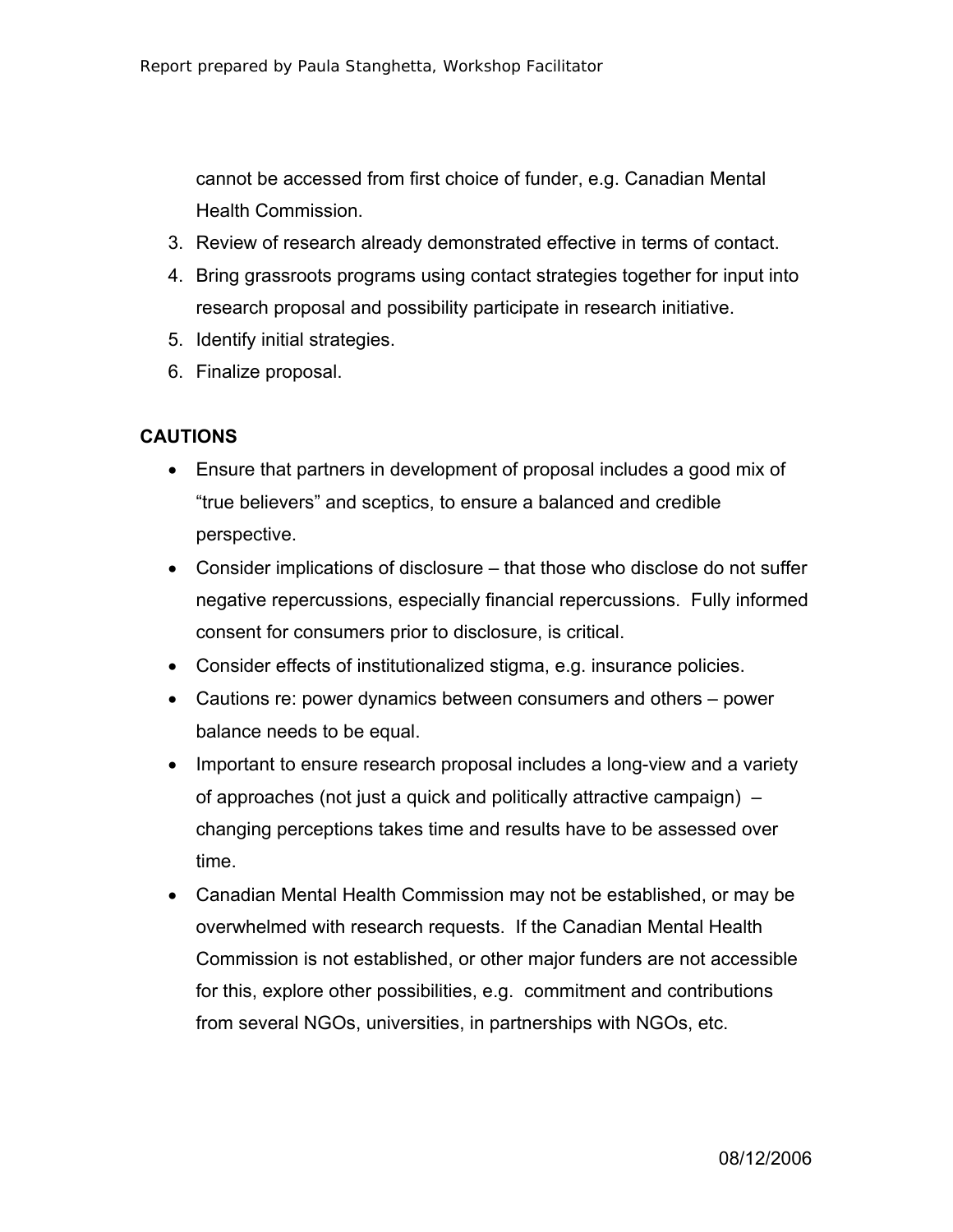cannot be accessed from first choice of funder, e.g. Canadian Mental Health Commission.

3. Review of research already demonstrated effective in terms of contact.
4. Bring grassroots programs using contact strategies together for input into research proposal and possibility participate in research initiative.
5. Identify initial strategies.
6. Finalize proposal.

**CAUTIONS**

- Ensure that partners in development of proposal includes a good mix of "true believers" and sceptics, to ensure a balanced and credible perspective.
- Consider implications of disclosure – that those who disclose do not suffer negative repercussions, especially financial repercussions. Fully informed consent for consumers prior to disclosure, is critical.
- Consider effects of institutionalized stigma, e.g. insurance policies.
- Cautions re: power dynamics between consumers and others – power balance needs to be equal.
- Important to ensure research proposal includes a long-view and a variety of approaches (not just a quick and politically attractive campaign) – changing perceptions takes time and results have to be assessed over time.
- Canadian Mental Health Commission may not be established, or may be overwhelmed with research requests. If the Canadian Mental Health Commission is not established, or other major funders are not accessible for this, explore other possibilities, e.g. commitment and contributions from several NGOs, universities, in partnerships with NGOs, etc.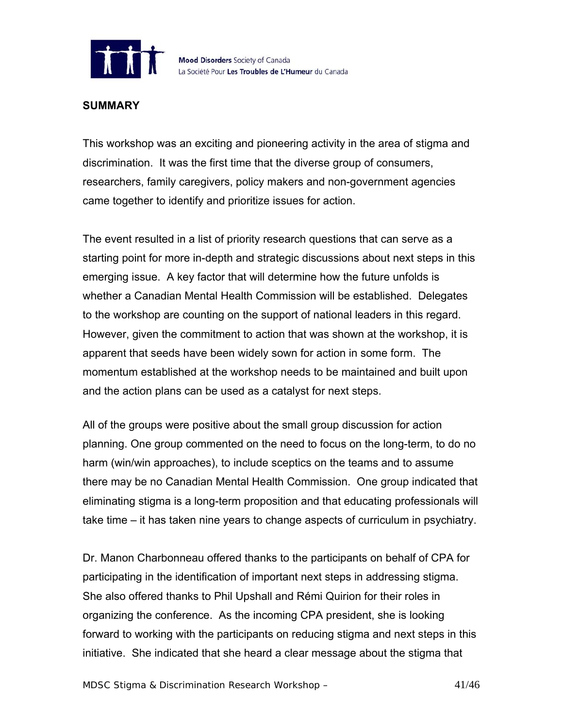## SUMMARY

This workshop was an exciting and pioneering activity in the area of stigma and discrimination. It was the first time that the diverse group of consumers, researchers, family caregivers, policy makers and non-government agencies came together to identify and prioritize issues for action.

The event resulted in a list of priority research questions that can serve as a starting point for more in-depth and strategic discussions about next steps in this emerging issue. A key factor that will determine how the future unfolds is whether a Canadian Mental Health Commission will be established. Delegates to the workshop are counting on the support of national leaders in this regard. However, given the commitment to action that was shown at the workshop, it is apparent that seeds have been widely sown for action in some form. The momentum established at the workshop needs to be maintained and built upon and the action plans can be used as a catalyst for next steps.

All of the groups were positive about the small group discussion for action planning. One group commented on the need to focus on the long-term, to do no harm (win/win approaches), to include sceptics on the teams and to assume there may be no Canadian Mental Health Commission. One group indicated that eliminating stigma is a long-term proposition and that educating professionals will take time – it has taken nine years to change aspects of curriculum in psychiatry.

Dr. Manon Charbonneau offered thanks to the participants on behalf of CPA for participating in the identification of important next steps in addressing stigma. She also offered thanks to Phil Upshall and Rémi Quirion for their roles in organizing the conference. As the incoming CPA president, she is looking forward to working with the participants on reducing stigma and next steps in this initiative. She indicated that she heard a clear message about the stigma that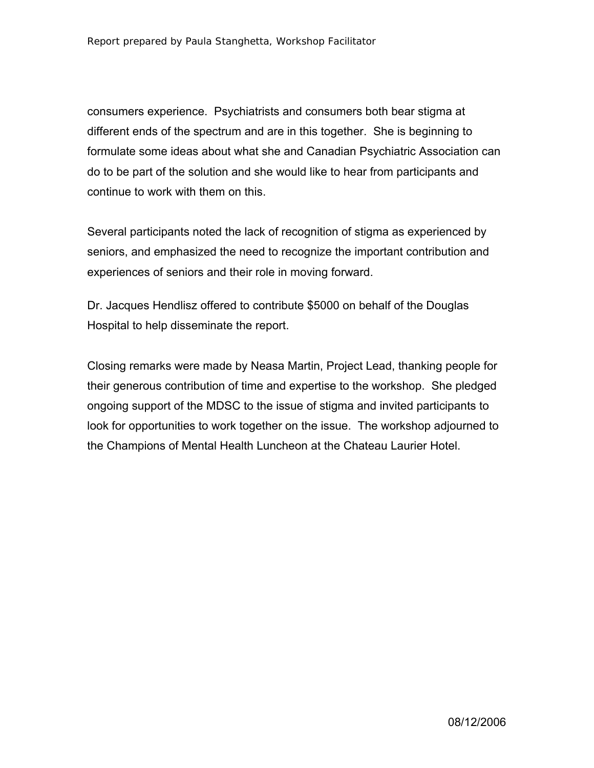consumers experience. Psychiatrists and consumers both bear stigma at different ends of the spectrum and are in this together. She is beginning to formulate some ideas about what she and Canadian Psychiatric Association can do to be part of the solution and she would like to hear from participants and continue to work with them on this.

Several participants noted the lack of recognition of stigma as experienced by seniors, and emphasized the need to recognize the important contribution and experiences of seniors and their role in moving forward.

Dr. Jacques Hendlisz offered to contribute $5000 on behalf of the Douglas Hospital to help disseminate the report.

Closing remarks were made by Neasa Martin, Project Lead, thanking people for their generous contribution of time and expertise to the workshop. She pledged ongoing support of the MDSC to the issue of stigma and invited participants to look for opportunities to work together on the issue. The workshop adjourned to the Champions of Mental Health Luncheon at the Chateau Laurier Hotel.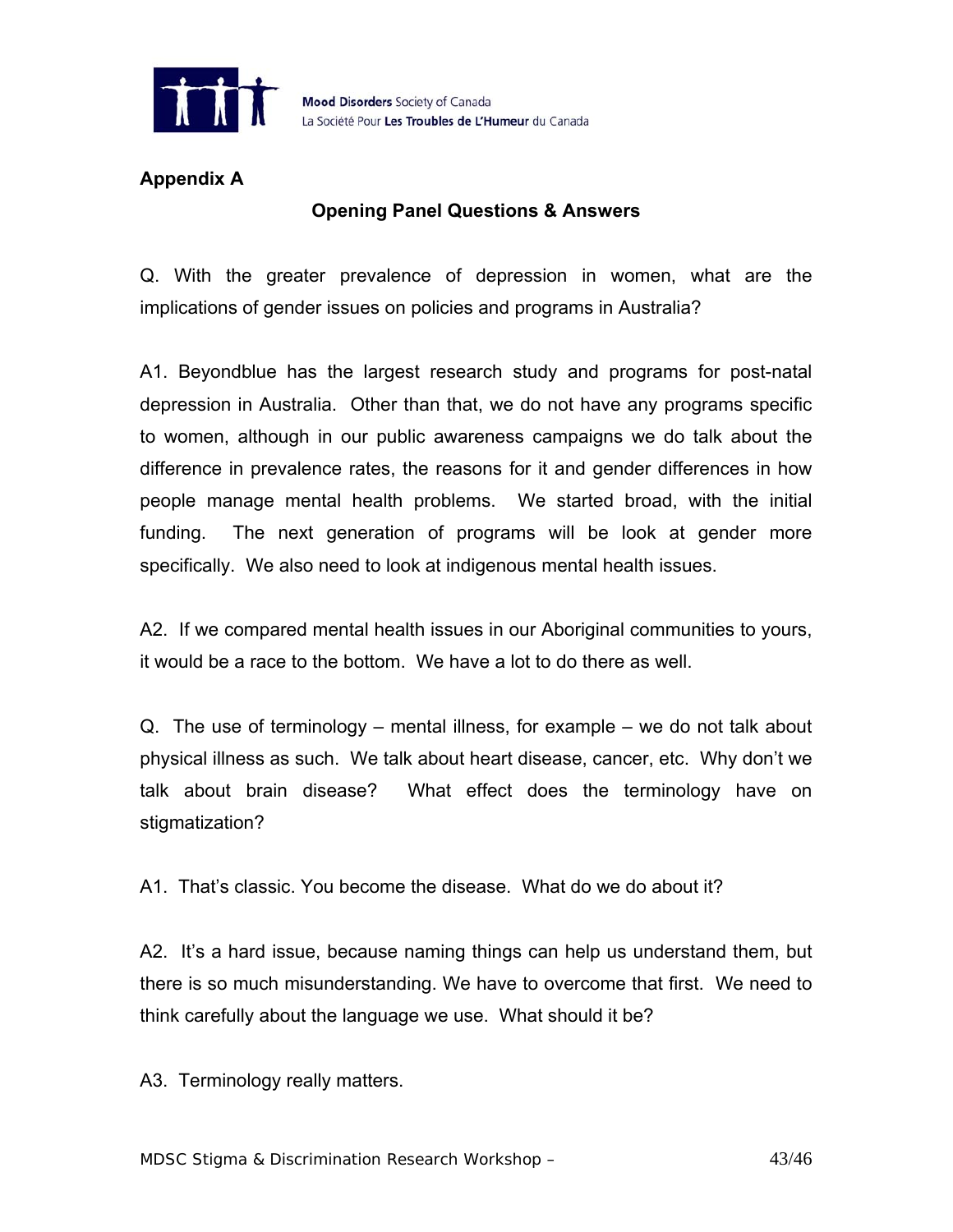## Appendix A

### Opening Panel Questions & Answers

Q. With the greater prevalence of depression in women, what are the implications of gender issues on policies and programs in Australia?

A1. Beyondblue has the largest research study and programs for post-natal depression in Australia. Other than that, we do not have any programs specific to women, although in our public awareness campaigns we do talk about the difference in prevalence rates, the reasons for it and gender differences in how people manage mental health problems. We started broad, with the initial funding. The next generation of programs will be look at gender more specifically. We also need to look at indigenous mental health issues.

A2. If we compared mental health issues in our Aboriginal communities to yours, it would be a race to the bottom. We have a lot to do there as well.

Q. The use of terminology – mental illness, for example – we do not talk about physical illness as such. We talk about heart disease, cancer, etc. Why don't we talk about brain disease? What effect does the terminology have on stigmatization?

A1. That's classic. You become the disease. What do we do about it?

A2. It's a hard issue, because naming things can help us understand them, but there is so much misunderstanding. We have to overcome that first. We need to think carefully about the language we use. What should it be?

A3. Terminology really matters.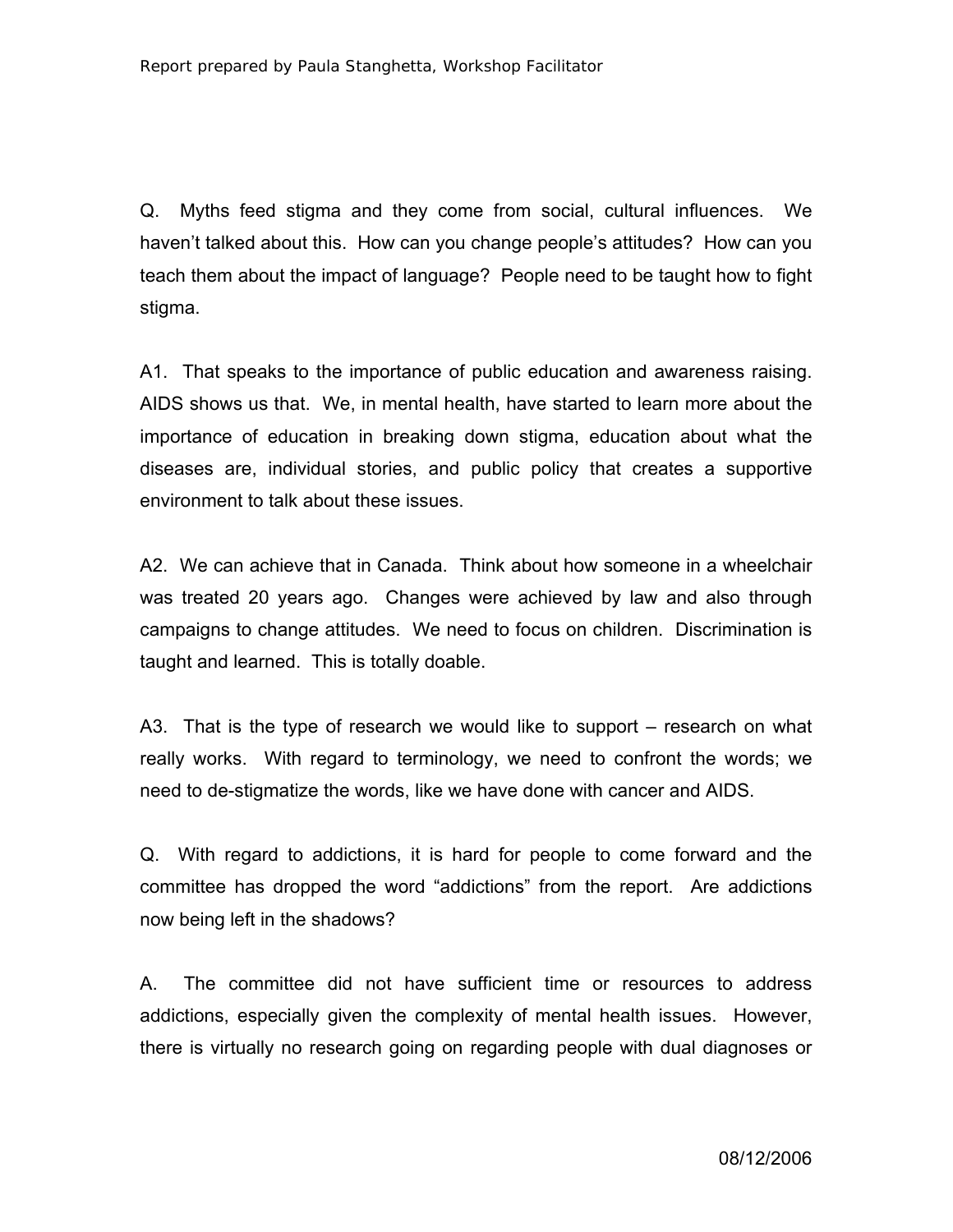Q. Myths feed stigma and they come from social, cultural influences. We haven't talked about this. How can you change people's attitudes? How can you teach them about the impact of language? People need to be taught how to fight stigma.

A1. That speaks to the importance of public education and awareness raising. AIDS shows us that. We, in mental health, have started to learn more about the importance of education in breaking down stigma, education about what the diseases are, individual stories, and public policy that creates a supportive environment to talk about these issues.

A2. We can achieve that in Canada. Think about how someone in a wheelchair was treated 20 years ago. Changes were achieved by law and also through campaigns to change attitudes. We need to focus on children. Discrimination is taught and learned. This is totally doable.

A3. That is the type of research we would like to support – research on what really works. With regard to terminology, we need to confront the words; we need to de-stigmatize the words, like we have done with cancer and AIDS.

Q. With regard to addictions, it is hard for people to come forward and the committee has dropped the word "addictions" from the report. Are addictions now being left in the shadows?

A. The committee did not have sufficient time or resources to address addictions, especially given the complexity of mental health issues. However, there is virtually no research going on regarding people with dual diagnoses or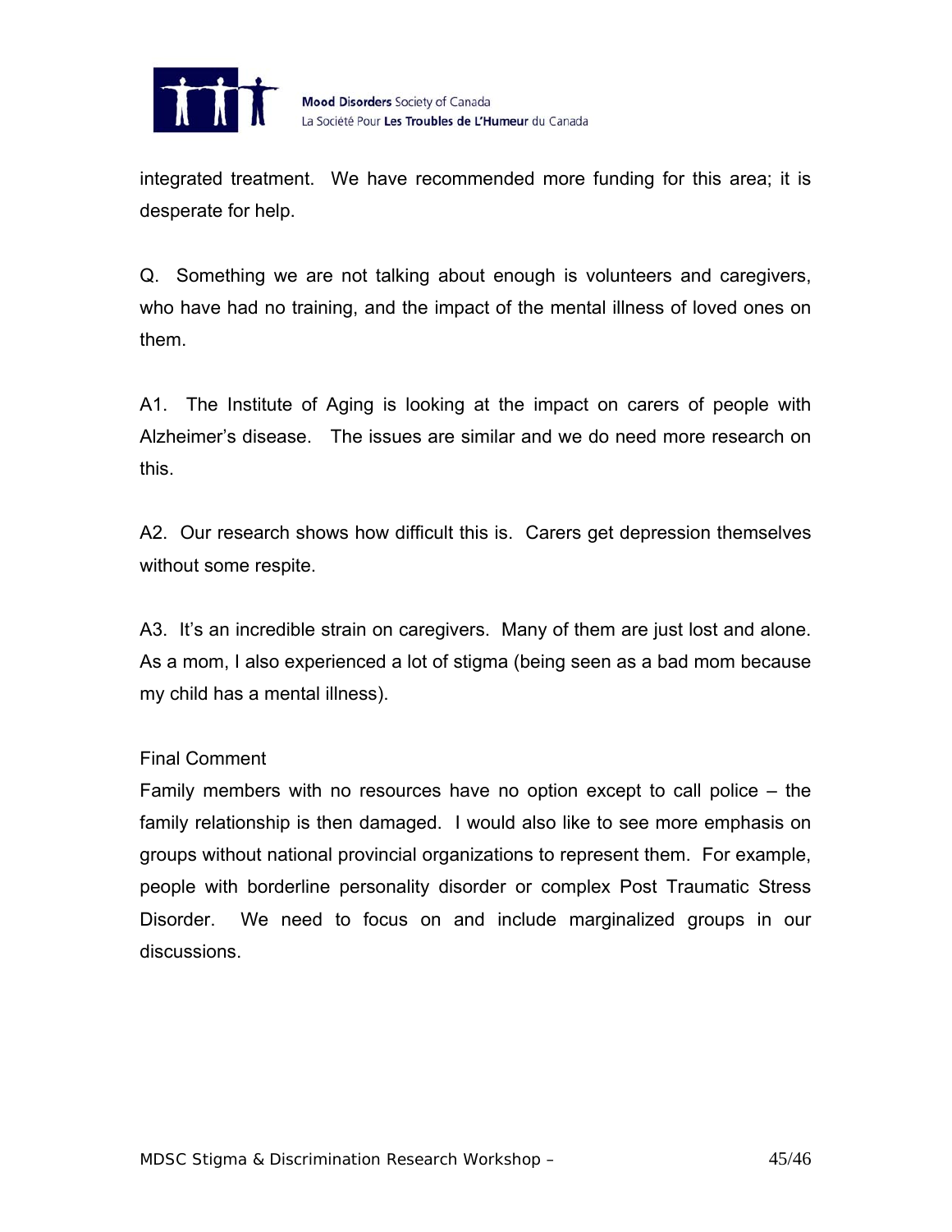integrated treatment. We have recommended more funding for this area; it is desperate for help.

Q. Something we are not talking about enough is volunteers and caregivers, who have had no training, and the impact of the mental illness of loved ones on them.

A1. The Institute of Aging is looking at the impact on carers of people with Alzheimer's disease. The issues are similar and we do need more research on this.

A2. Our research shows how difficult this is. Carers get depression themselves without some respite.

A3. It's an incredible strain on caregivers. Many of them are just lost and alone. As a mom, I also experienced a lot of stigma (being seen as a bad mom because my child has a mental illness).

Final Comment

Family members with no resources have no option except to call police – the family relationship is then damaged. I would also like to see more emphasis on groups without national provincial organizations to represent them. For example, people with borderline personality disorder or complex Post Traumatic Stress Disorder. We need to focus on and include marginalized groups in our discussions.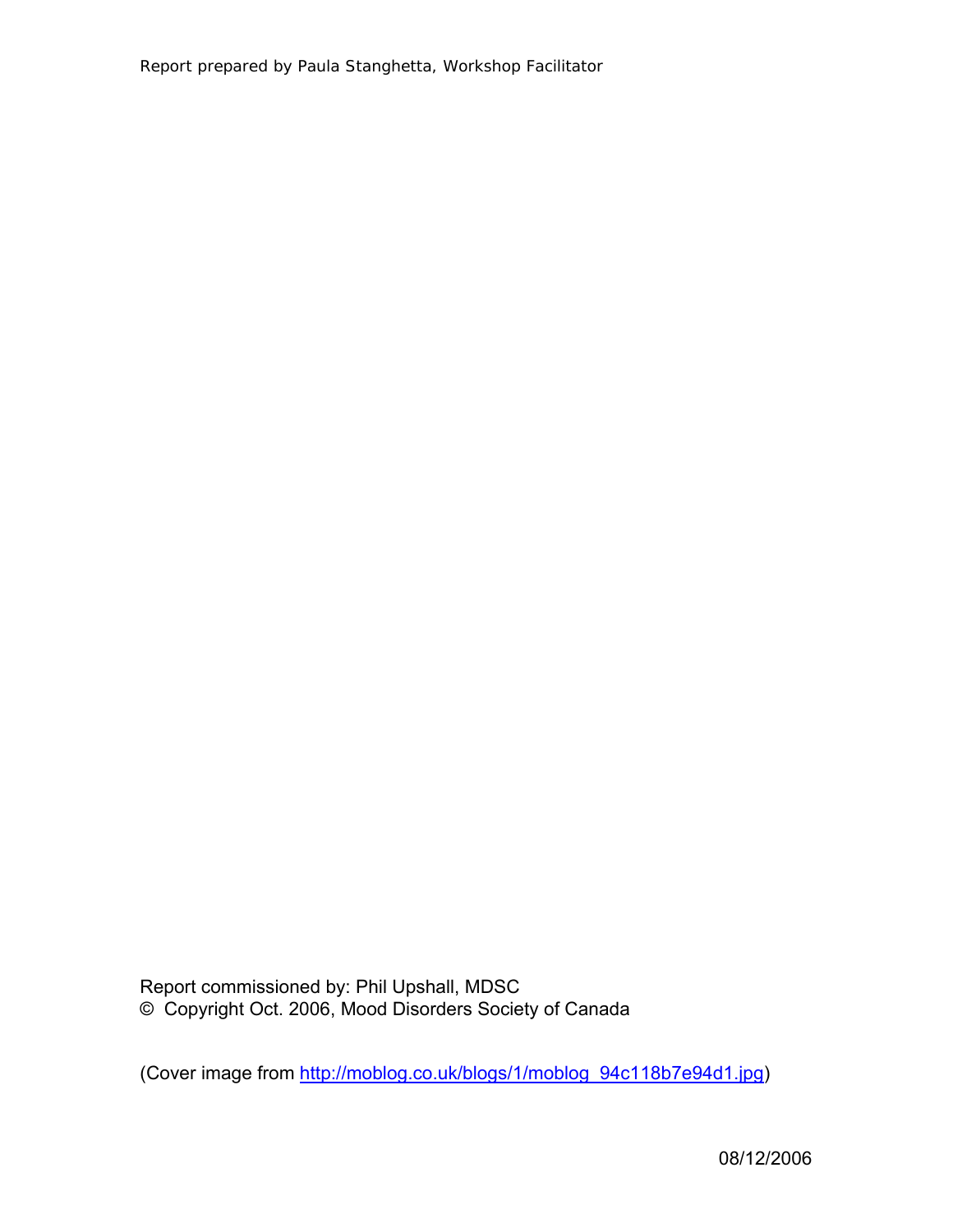Report prepared by Paula Stanghetta, Workshop Facilitator

Report commissioned by: Phil Upshall, MDSC
© Copyright Oct. 2006, Mood Disorders Society of Canada

(Cover image from [http://moblog.co.uk/blogs/1/moblog_94c118b7e94d1.jpg](http://moblog.co.uk/blogs/1/moblog_94c118b7e94d1.jpg))

08/12/2006